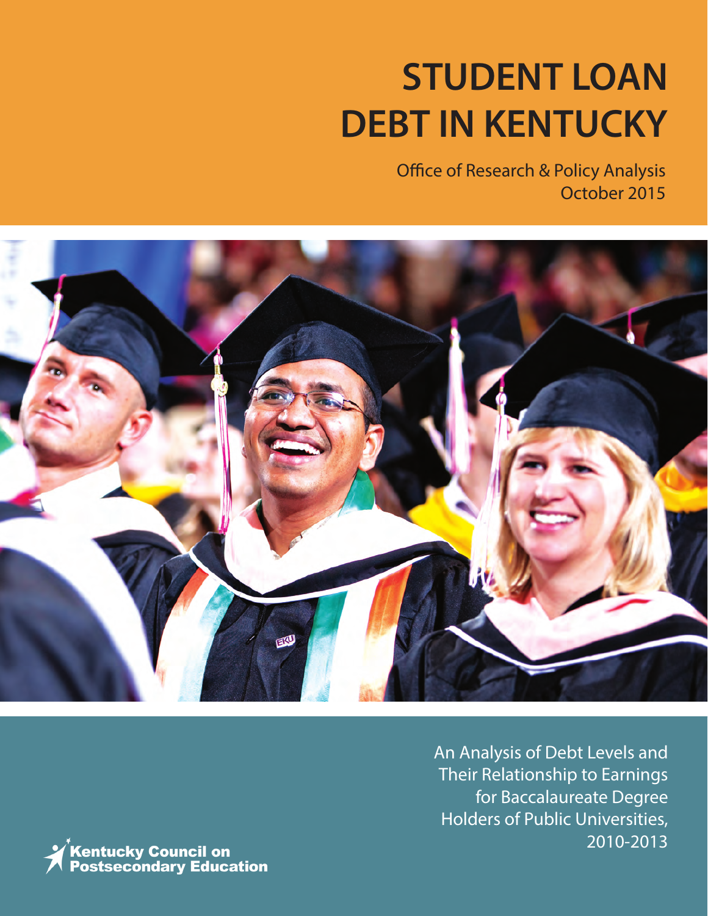# STUDENT LOAN DEBT IN KENTUCKY

Office of Research & Policy Analysis
October 2015

An Analysis of Debt Levels and Their Relationship to Earnings for Baccalaureate Degree Holders of Public Universities, 2010-2013

Kentucky Council on Postsecondary Education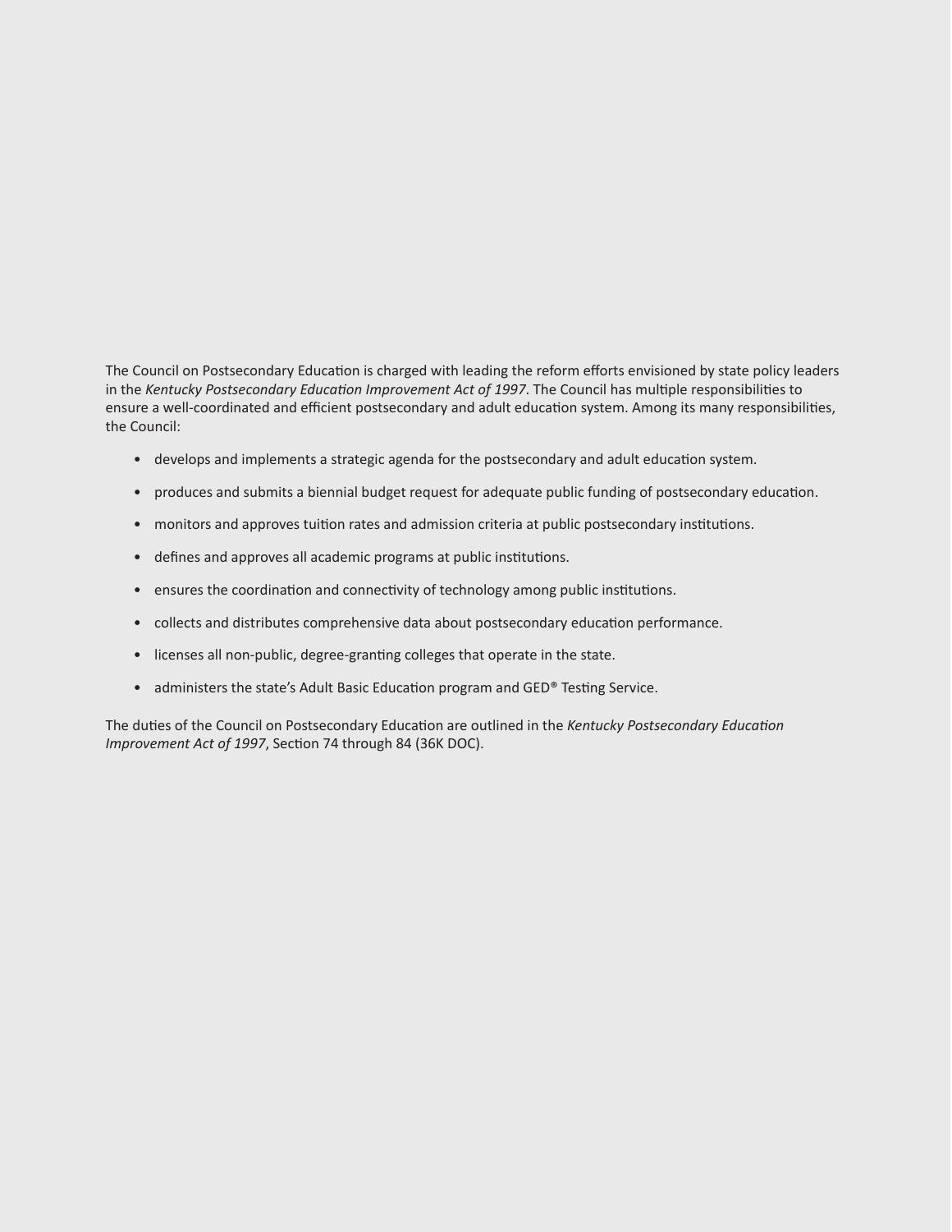The Council on Postsecondary Education is charged with leading the reform efforts envisioned by state policy leaders in the *Kentucky Postsecondary Education Improvement Act of 1997*. The Council has multiple responsibilities to ensure a well-coordinated and efficient postsecondary and adult education system. Among its many responsibilities, the Council:

- develops and implements a strategic agenda for the postsecondary and adult education system.
- produces and submits a biennial budget request for adequate public funding of postsecondary education.
- monitors and approves tuition rates and admission criteria at public postsecondary institutions.
- defines and approves all academic programs at public institutions.
- ensures the coordination and connectivity of technology among public institutions.
- collects and distributes comprehensive data about postsecondary education performance.
- licenses all non-public, degree-granting colleges that operate in the state.
- administers the state's Adult Basic Education program and GED® Testing Service.

The duties of the Council on Postsecondary Education are outlined in the *Kentucky Postsecondary Education Improvement Act of 1997*, Section 74 through 84 (36K DOC).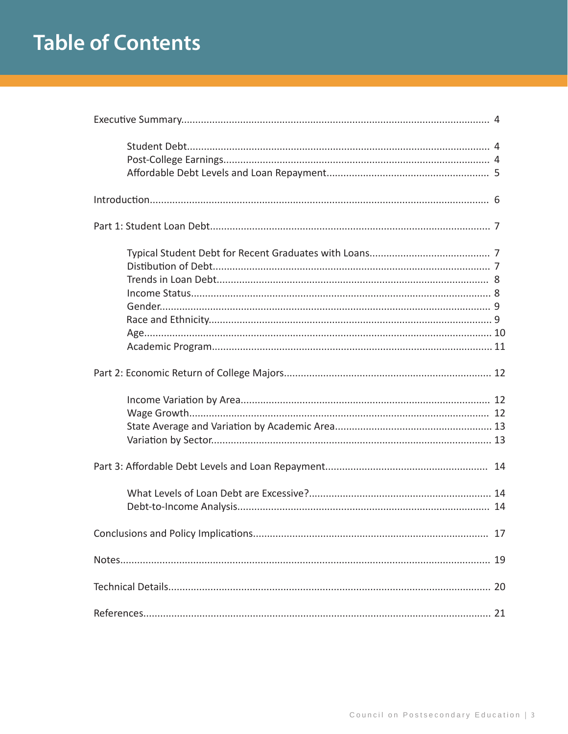# Table of Contents

Executive Summary............................................................................................................ 4

- Student Debt.......................................................................................................... 4
- Post-College Earnings............................................................................................. 4
- Affordable Debt Levels and Loan Repayment......................................................... 5

Introduction...................................................................................................................... 6

Part 1: Student Loan Debt.................................................................................................. 7

- Typical Student Debt for Recent Graduates with Loans........................................... 7
- Distibution of Debt.................................................................................................. 7
- Trends in Loan Debt................................................................................................ 8
- Income Status......................................................................................................... 8
- Gender.................................................................................................................... 9
- Race and Ethnicity................................................................................................... 9
- Age.......................................................................................................................... 10
- Academic Program.................................................................................................. 11

Part 2: Economic Return of College Majors........................................................................ 12

- Income Variation by Area....................................................................................... 12
- Wage Growth.......................................................................................................... 12
- State Average and Variation by Academic Area....................................................... 13
- Variation by Sector.................................................................................................. 13

Part 3: Affordable Debt Levels and Loan Repayment......................................................... 14

- What Levels of Loan Debt are Excessive?................................................................ 14
- Debt-to-Income Analysis......................................................................................... 14

Conclusions and Policy Implications.................................................................................. 17

Notes................................................................................................................................. 19

Technical Details................................................................................................................ 20

References......................................................................................................................... 21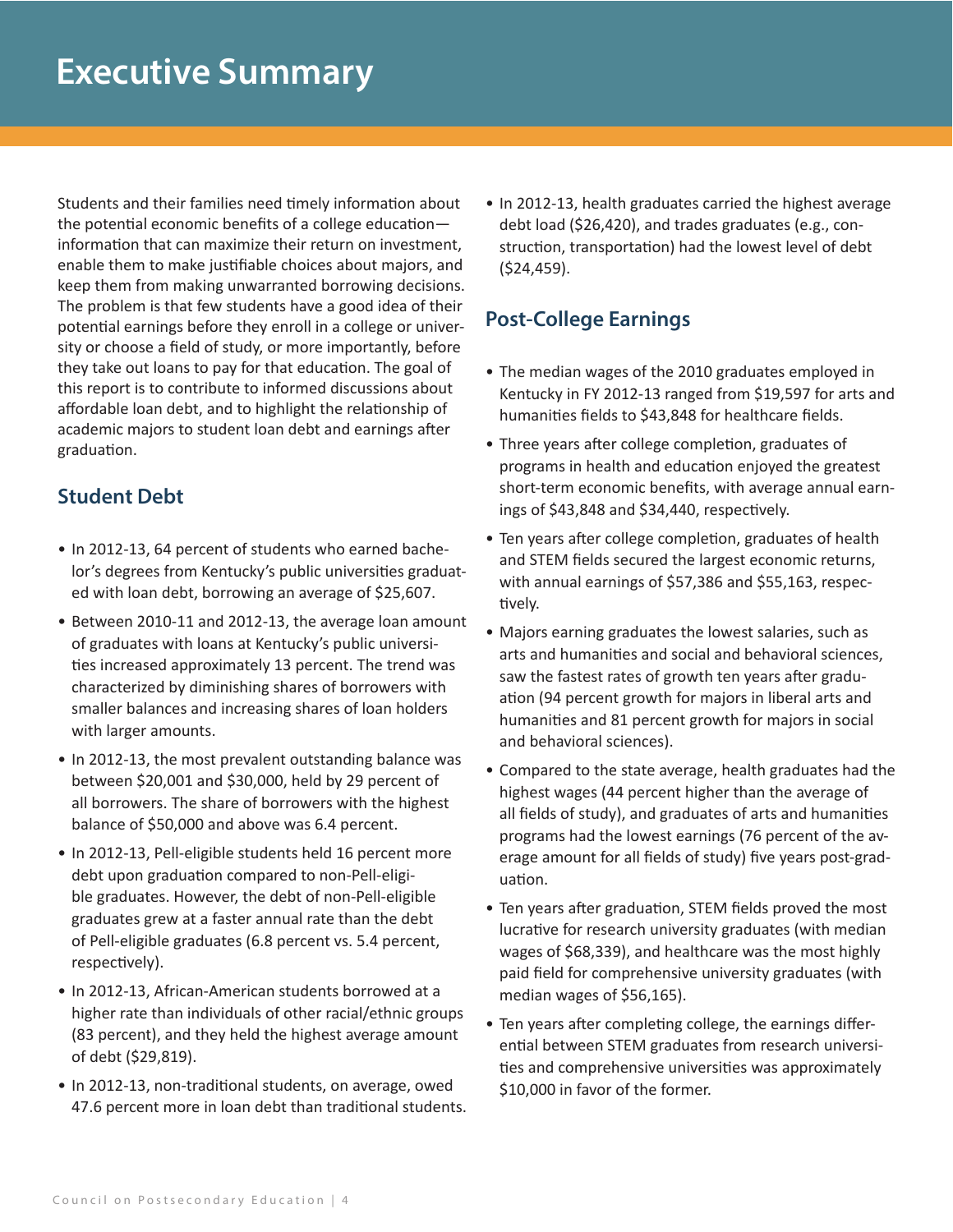# Executive Summary

Students and their families need timely information about the potential economic benefits of a college education—information that can maximize their return on investment, enable them to make justifiable choices about majors, and keep them from making unwarranted borrowing decisions. The problem is that few students have a good idea of their potential earnings before they enroll in a college or university or choose a field of study, or more importantly, before they take out loans to pay for that education. The goal of this report is to contribute to informed discussions about affordable loan debt, and to highlight the relationship of academic majors to student loan debt and earnings after graduation.

## Student Debt

- In 2012-13, 64 percent of students who earned bachelor's degrees from Kentucky's public universities graduated with loan debt, borrowing an average of $25,607.
- Between 2010-11 and 2012-13, the average loan amount of graduates with loans at Kentucky's public universities increased approximately 13 percent. The trend was characterized by diminishing shares of borrowers with smaller balances and increasing shares of loan holders with larger amounts.
- In 2012-13, the most prevalent outstanding balance was between $20,001 and $30,000, held by 29 percent of all borrowers. The share of borrowers with the highest balance of $50,000 and above was 6.4 percent.
- In 2012-13, Pell-eligible students held 16 percent more debt upon graduation compared to non-Pell-eligible graduates. However, the debt of non-Pell-eligible graduates grew at a faster annual rate than the debt of Pell-eligible graduates (6.8 percent vs. 5.4 percent, respectively).
- In 2012-13, African-American students borrowed at a higher rate than individuals of other racial/ethnic groups (83 percent), and they held the highest average amount of debt ($29,819).
- In 2012-13, non-traditional students, on average, owed 47.6 percent more in loan debt than traditional students.
- In 2012-13, health graduates carried the highest average debt load ($26,420), and trades graduates (e.g., construction, transportation) had the lowest level of debt ($24,459).

## Post-College Earnings

- The median wages of the 2010 graduates employed in Kentucky in FY 2012-13 ranged from $19,597 for arts and humanities fields to $43,848 for healthcare fields.
- Three years after college completion, graduates of programs in health and education enjoyed the greatest short-term economic benefits, with average annual earnings of $43,848 and $34,440, respectively.
- Ten years after college completion, graduates of health and STEM fields secured the largest economic returns, with annual earnings of $57,386 and $55,163, respectively.
- Majors earning graduates the lowest salaries, such as arts and humanities and social and behavioral sciences, saw the fastest rates of growth ten years after graduation (94 percent growth for majors in liberal arts and humanities and 81 percent growth for majors in social and behavioral sciences).
- Compared to the state average, health graduates had the highest wages (44 percent higher than the average of all fields of study), and graduates of arts and humanities programs had the lowest earnings (76 percent of the average amount for all fields of study) five years post-graduation.
- Ten years after graduation, STEM fields proved the most lucrative for research university graduates (with median wages of $68,339), and healthcare was the most highly paid field for comprehensive university graduates (with median wages of $56,165).
- Ten years after completing college, the earnings differential between STEM graduates from research universities and comprehensive universities was approximately $10,000 in favor of the former.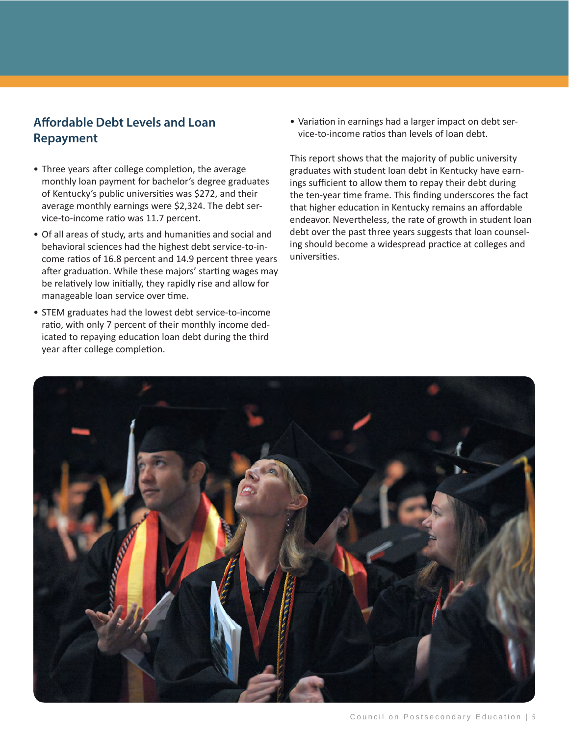## Affordable Debt Levels and Loan Repayment

- Three years after college completion, the average monthly loan payment for bachelor's degree graduates of Kentucky's public universities was $272, and their average monthly earnings were $2,324. The debt service-to-income ratio was 11.7 percent.
- Of all areas of study, arts and humanities and social and behavioral sciences had the highest debt service-to-income ratios of 16.8 percent and 14.9 percent three years after graduation. While these majors' starting wages may be relatively low initially, they rapidly rise and allow for manageable loan service over time.
- STEM graduates had the lowest debt service-to-income ratio, with only 7 percent of their monthly income dedicated to repaying education loan debt during the third year after college completion.
- Variation in earnings had a larger impact on debt service-to-income ratios than levels of loan debt.

This report shows that the majority of public university graduates with student loan debt in Kentucky have earnings sufficient to allow them to repay their debt during the ten-year time frame. This finding underscores the fact that higher education in Kentucky remains an affordable endeavor. Nevertheless, the rate of growth in student loan debt over the past three years suggests that loan counseling should become a widespread practice at colleges and universities.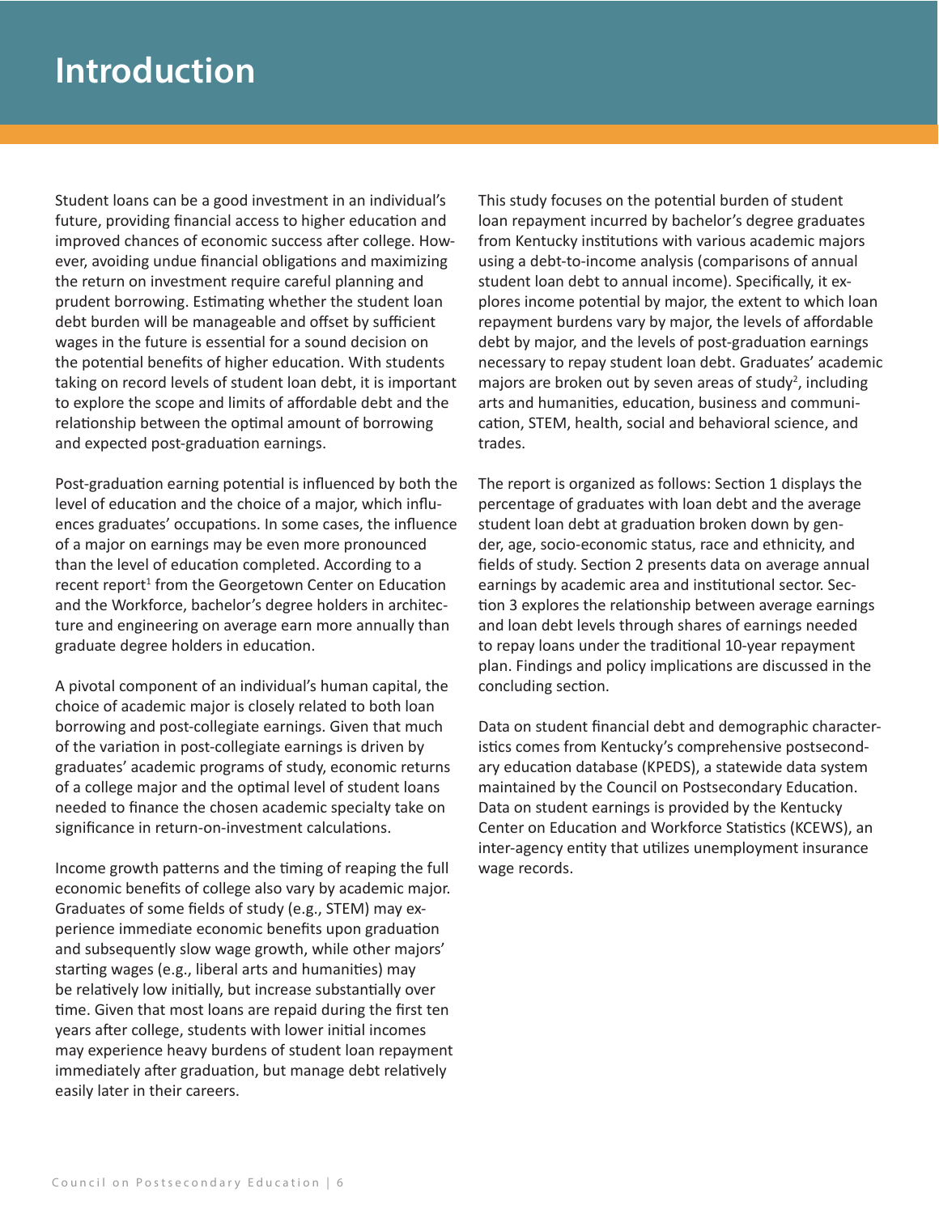# Introduction

Student loans can be a good investment in an individual's future, providing financial access to higher education and improved chances of economic success after college. However, avoiding undue financial obligations and maximizing the return on investment require careful planning and prudent borrowing. Estimating whether the student loan debt burden will be manageable and offset by sufficient wages in the future is essential for a sound decision on the potential benefits of higher education. With students taking on record levels of student loan debt, it is important to explore the scope and limits of affordable debt and the relationship between the optimal amount of borrowing and expected post-graduation earnings.

Post-graduation earning potential is influenced by both the level of education and the choice of a major, which influences graduates' occupations. In some cases, the influence of a major on earnings may be even more pronounced than the level of education completed. According to a recent report[1] from the Georgetown Center on Education and the Workforce, bachelor's degree holders in architecture and engineering on average earn more annually than graduate degree holders in education.

A pivotal component of an individual's human capital, the choice of academic major is closely related to both loan borrowing and post-collegiate earnings. Given that much of the variation in post-collegiate earnings is driven by graduates' academic programs of study, economic returns of a college major and the optimal level of student loans needed to finance the chosen academic specialty take on significance in return-on-investment calculations.

Income growth patterns and the timing of reaping the full economic benefits of college also vary by academic major. Graduates of some fields of study (e.g., STEM) may experience immediate economic benefits upon graduation and subsequently slow wage growth, while other majors' starting wages (e.g., liberal arts and humanities) may be relatively low initially, but increase substantially over time. Given that most loans are repaid during the first ten years after college, students with lower initial incomes may experience heavy burdens of student loan repayment immediately after graduation, but manage debt relatively easily later in their careers.

This study focuses on the potential burden of student loan repayment incurred by bachelor's degree graduates from Kentucky institutions with various academic majors using a debt-to-income analysis (comparisons of annual student loan debt to annual income). Specifically, it explores income potential by major, the extent to which loan repayment burdens vary by major, the levels of affordable debt by major, and the levels of post-graduation earnings necessary to repay student loan debt. Graduates' academic majors are broken out by seven areas of study[2], including arts and humanities, education, business and communication, STEM, health, social and behavioral science, and trades.

The report is organized as follows: Section 1 displays the percentage of graduates with loan debt and the average student loan debt at graduation broken down by gender, age, socio-economic status, race and ethnicity, and fields of study. Section 2 presents data on average annual earnings by academic area and institutional sector. Section 3 explores the relationship between average earnings and loan debt levels through shares of earnings needed to repay loans under the traditional 10-year repayment plan. Findings and policy implications are discussed in the concluding section.

Data on student financial debt and demographic characteristics comes from Kentucky's comprehensive postsecondary education database (KPEDS), a statewide data system maintained by the Council on Postsecondary Education. Data on student earnings is provided by the Kentucky Center on Education and Workforce Statistics (KCEWS), an inter-agency entity that utilizes unemployment insurance wage records.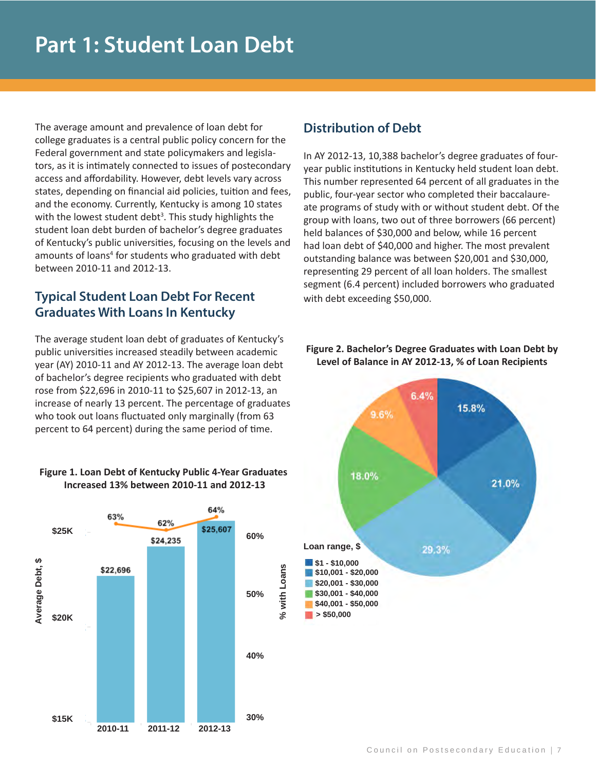# Part 1: Student Loan Debt

The average amount and prevalence of loan debt for college graduates is a central public policy concern for the Federal government and state policymakers and legislators, as it is intimately connected to issues of postecondary access and affordability. However, debt levels vary across states, depending on financial aid policies, tuition and fees, and the economy. Currently, Kentucky is among 10 states with the lowest student debt[3]. This study highlights the student loan debt burden of bachelor's degree graduates of Kentucky's public universities, focusing on the levels and amounts of loans[4] for students who graduated with debt between 2010-11 and 2012-13.

## Typical Student Loan Debt For Recent Graduates With Loans In Kentucky

The average student loan debt of graduates of Kentucky's public universities increased steadily between academic year (AY) 2010-11 and AY 2012-13. The average loan debt of bachelor's degree recipients who graduated with debt rose from $22,696 in 2010-11 to $25,607 in 2012-13, an increase of nearly 13 percent. The percentage of graduates who took out loans fluctuated only marginally (from 63 percent to 64 percent) during the same period of time.

**Figure 1. Loan Debt of Kentucky Public 4-Year Graduates Increased 13% between 2010-11 and 2012-13**

| Year | Average Debt, $ | % with Loans |
|---|---|---|
| 2010-11 | $22,696 | 63% |
| 2011-12 | $24,235 | 62% |
| 2012-13 | $25,607 | 64% |

## Distribution of Debt

In AY 2012-13, 10,388 bachelor's degree graduates of four-year public institutions in Kentucky held student loan debt. This number represented 64 percent of all graduates in the public, four-year sector who completed their baccalaureate programs of study with or without student debt. Of the group with loans, two out of three borrowers (66 percent) held balances of $30,000 and below, while 16 percent had loan debt of $40,000 and higher. The most prevalent outstanding balance was between $20,001 and $30,000, representing 29 percent of all loan holders. The smallest segment (6.4 percent) included borrowers who graduated with debt exceeding $50,000.

**Figure 2. Bachelor's Degree Graduates with Loan Debt by Level of Balance in AY 2012-13, % of Loan Recipients**

| Loan range, $ | % of Loan Recipients |
|---|---|
| $1 - $10,000 | 15.8% |
| $10,001 - $20,000 | 21.0% |
| $20,001 - $30,000 | 29.3% |
| $30,001 - $40,000 | 18.0% |
| $40,001 - $50,000 | 9.6% |
| > $50,000 | 6.4% |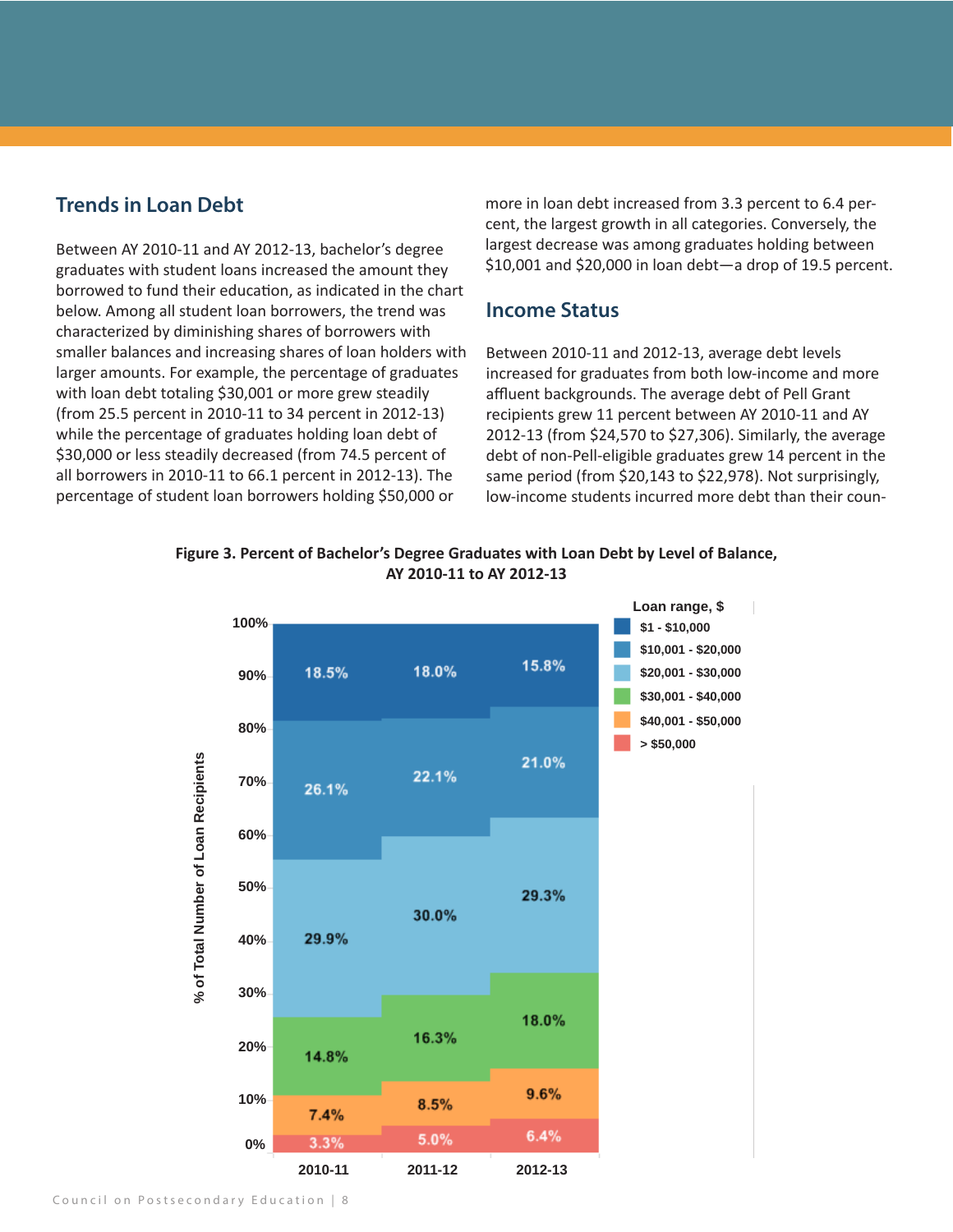## Trends in Loan Debt

Between AY 2010-11 and AY 2012-13, bachelor's degree graduates with student loans increased the amount they borrowed to fund their education, as indicated in the chart below. Among all student loan borrowers, the trend was characterized by diminishing shares of borrowers with smaller balances and increasing shares of loan holders with larger amounts. For example, the percentage of graduates with loan debt totaling $30,001 or more grew steadily (from 25.5 percent in 2010-11 to 34 percent in 2012-13) while the percentage of graduates holding loan debt of $30,000 or less steadily decreased (from 74.5 percent of all borrowers in 2010-11 to 66.1 percent in 2012-13). The percentage of student loan borrowers holding $50,000 or more in loan debt increased from 3.3 percent to 6.4 percent, the largest growth in all categories. Conversely, the largest decrease was among graduates holding between $10,001 and $20,000 in loan debt—a drop of 19.5 percent.

## Income Status

Between 2010-11 and 2012-13, average debt levels increased for graduates from both low-income and more affluent backgrounds. The average debt of Pell Grant recipients grew 11 percent between AY 2010-11 and AY 2012-13 (from $24,570 to $27,306). Similarly, the average debt of non-Pell-eligible graduates grew 14 percent in the same period (from $20,143 to $22,978). Not surprisingly, low-income students incurred more debt than their coun-

**Figure 3. Percent of Bachelor's Degree Graduates with Loan Debt by Level of Balance, AY 2010-11 to AY 2012-13**

| Loan range, $ | 2010-11 | 2011-12 | 2012-13 |
|---|---|---|---|
| $1 - $10,000 | 18.5% | 18.0% | 15.8% |
| $10,001 - $20,000 | 26.1% | 22.1% | 21.0% |
| $20,001 - $30,000 | 29.9% | 30.0% | 29.3% |
| $30,001 - $40,000 | 14.8% | 16.3% | 18.0% |
| $40,001 - $50,000 | 7.4% | 8.5% | 9.6% |
| > $50,000 | 3.3% | 5.0% | 6.4% |

Y-axis: % of Total Number of Loan Recipients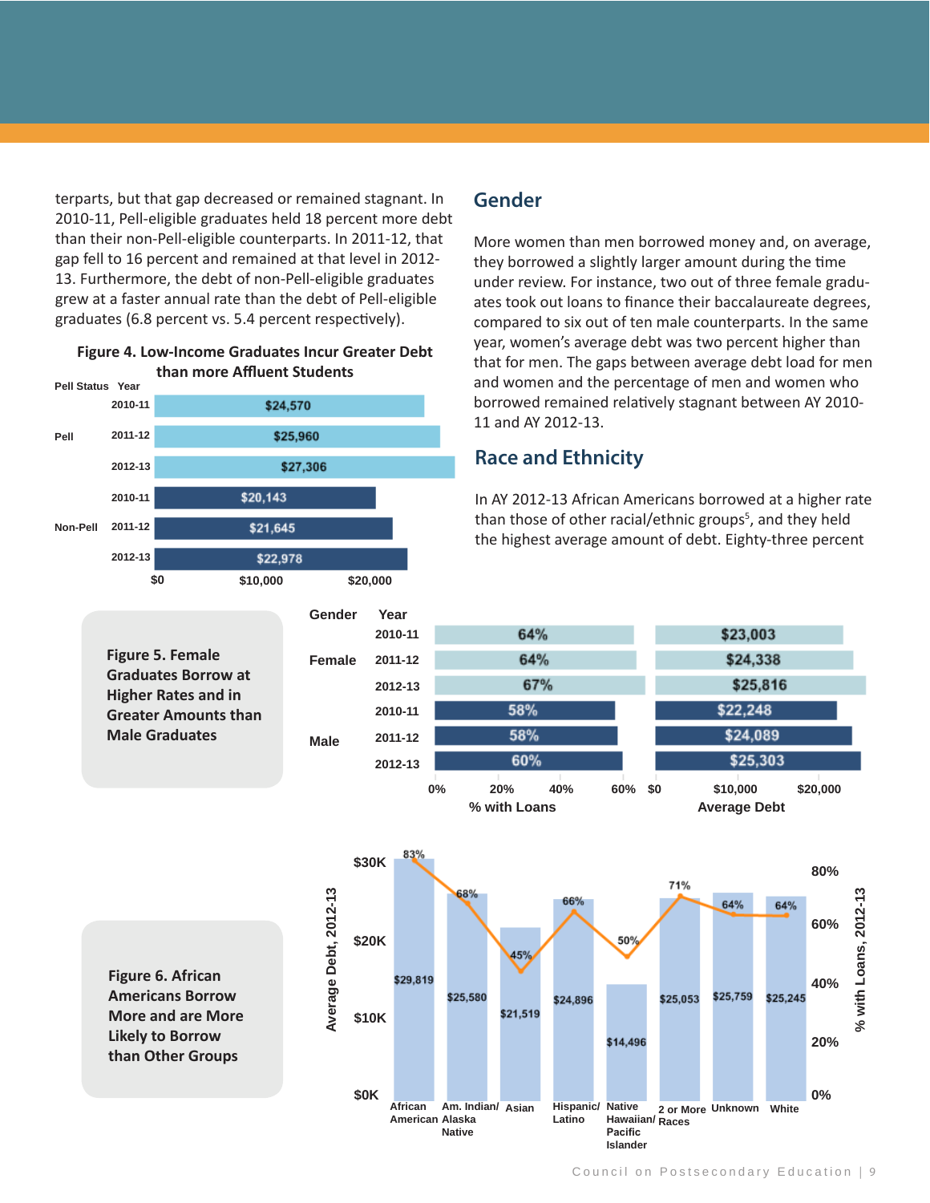terparts, but that gap decreased or remained stagnant. In 2010-11, Pell-eligible graduates held 18 percent more debt than their non-Pell-eligible counterparts. In 2011-12, that gap fell to 16 percent and remained at that level in 2012-13. Furthermore, the debt of non-Pell-eligible graduates grew at a faster annual rate than the debt of Pell-eligible graduates (6.8 percent vs. 5.4 percent respectively).

**Figure 4. Low-Income Graduates Incur Greater Debt than more Affluent Students**

| Pell Status | Year | Average Debt |
|---|---|---|
| Pell | 2010-11 | $24,570 |
| | 2011-12 | $25,960 |
| | 2012-13 | $27,306 |
| Non-Pell | 2010-11 | $20,143 |
| | 2011-12 | $21,645 |
| | 2012-13 | $22,978 |

## Gender

More women than men borrowed money and, on average, they borrowed a slightly larger amount during the time under review. For instance, two out of three female graduates took out loans to finance their baccalaureate degrees, compared to six out of ten male counterparts. In the same year, women's average debt was two percent higher than that for men. The gaps between average debt load for men and women and the percentage of men and women who borrowed remained relatively stagnant between AY 2010-11 and AY 2012-13.

## Race and Ethnicity

In AY 2012-13 African Americans borrowed at a higher rate than those of other racial/ethnic groups[5], and they held the highest average amount of debt. Eighty-three percent

**Figure 5. Female Graduates Borrow at Higher Rates and in Greater Amounts than Male Graduates**

| Gender | Year | % with Loans | Average Debt |
|---|---|---|---|
| Female | 2010-11 | 64% | $23,003 |
| | 2011-12 | 64% | $24,338 |
| | 2012-13 | 67% | $25,816 |
| Male | 2010-11 | 58% | $22,248 |
| | 2011-12 | 58% | $24,089 |
| | 2012-13 | 60% | $25,303 |

**Figure 6. African Americans Borrow More and are More Likely to Borrow than Other Groups**

| Race/Ethnicity | Average Debt, 2012-13 | % with Loans, 2012-13 |
|---|---|---|
| African American | $29,819 | 83% |
| Am. Indian/ Alaska Native | $25,580 | 68% |
| Asian | $21,519 | 45% |
| Hispanic/ Latino | $24,896 | 66% |
| Native Hawaiian/ Pacific Islander | $14,496 | 50% |
| 2 or More Races | $25,053 | 71% |
| Unknown | $25,759 | 64% |
| White | $25,245 | 64% |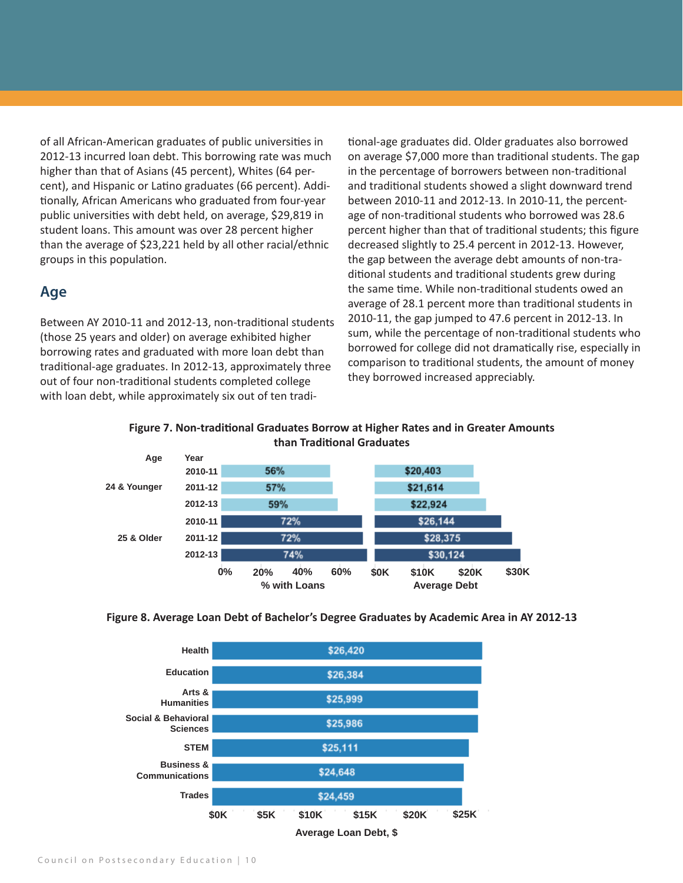of all African-American graduates of public universities in 2012-13 incurred loan debt. This borrowing rate was much higher than that of Asians (45 percent), Whites (64 percent), and Hispanic or Latino graduates (66 percent). Additionally, African Americans who graduated from four-year public universities with debt held, on average, $29,819 in student loans. This amount was over 28 percent higher than the average of $23,221 held by all other racial/ethnic groups in this population.

## Age

Between AY 2010-11 and 2012-13, non-traditional students (those 25 years and older) on average exhibited higher borrowing rates and graduated with more loan debt than traditional-age graduates. In 2012-13, approximately three out of four non-traditional students completed college with loan debt, while approximately six out of ten traditional-age graduates did. Older graduates also borrowed on average $7,000 more than traditional students. The gap in the percentage of borrowers between non-traditional and traditional students showed a slight downward trend between 2010-11 and 2012-13. In 2010-11, the percentage of non-traditional students who borrowed was 28.6 percent higher than that of traditional students; this figure decreased slightly to 25.4 percent in 2012-13. However, the gap between the average debt amounts of non-traditional students and traditional students grew during the same time. While non-traditional students owed an average of 28.1 percent more than traditional students in 2010-11, the gap jumped to 47.6 percent in 2012-13. In sum, while the percentage of non-traditional students who borrowed for college did not dramatically rise, especially in comparison to traditional students, the amount of money they borrowed increased appreciably.

**Figure 7. Non-traditional Graduates Borrow at Higher Rates and in Greater Amounts than Traditional Graduates**

| Age | Year | % with Loans | Average Debt |
|---|---|---|---|
| 24 & Younger | 2010-11 | 56% | $20,403 |
| | 2011-12 | 57% | $21,614 |
| | 2012-13 | 59% | $22,924 |
| 25 & Older | 2010-11 | 72% | $26,144 |
| | 2011-12 | 72% | $28,375 |
| | 2012-13 | 74% | $30,124 |

**Figure 8. Average Loan Debt of Bachelor's Degree Graduates by Academic Area in AY 2012-13**

| Academic Area | Average Loan Debt, $ |
|---|---|
| Health | $26,420 |
| Education | $26,384 |
| Arts & Humanities | $25,999 |
| Social & Behavioral Sciences | $25,986 |
| STEM | $25,111 |
| Business & Communications | $24,648 |
| Trades | $24,459 |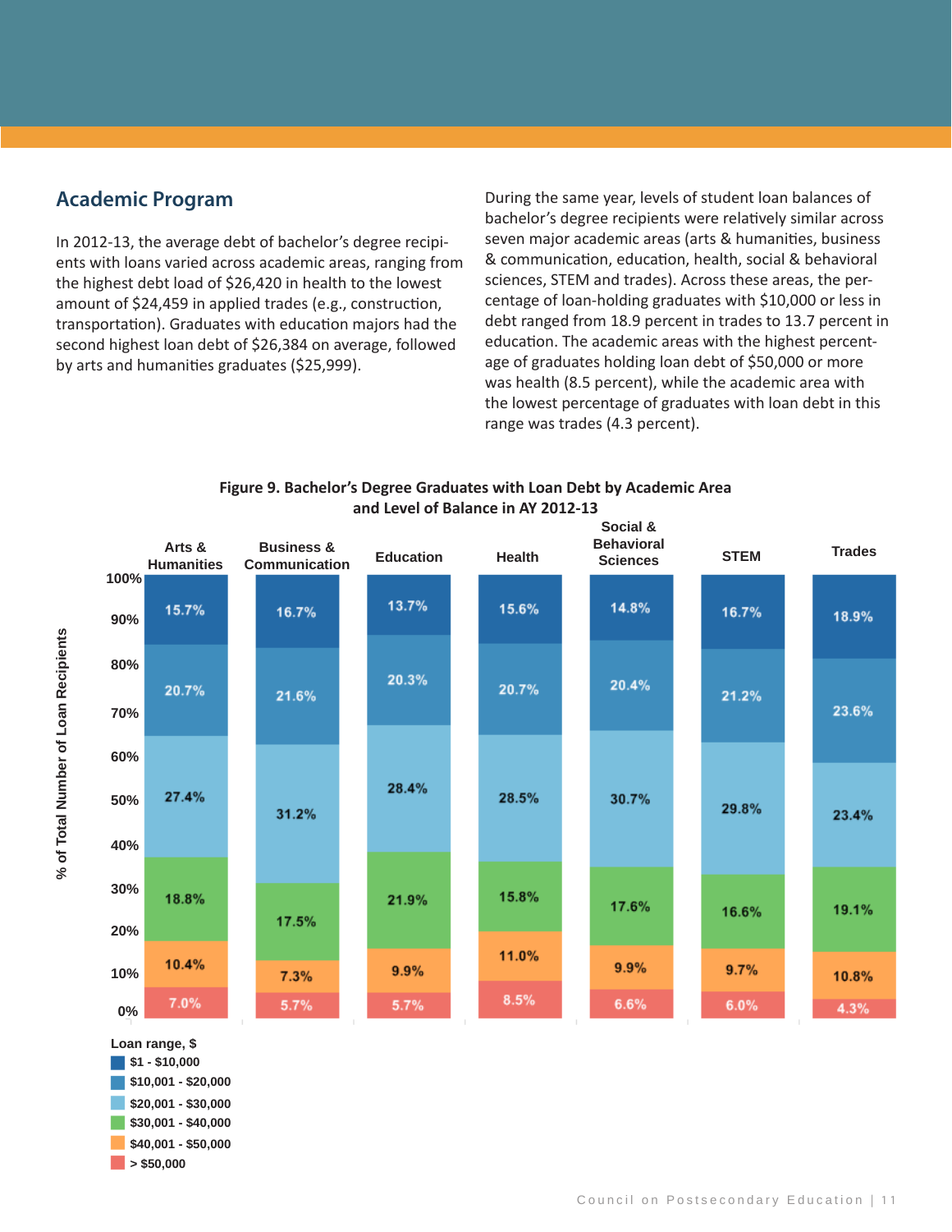## Academic Program

In 2012-13, the average debt of bachelor's degree recipients with loans varied across academic areas, ranging from the highest debt load of $26,420 in health to the lowest amount of $24,459 in applied trades (e.g., construction, transportation). Graduates with education majors had the second highest loan debt of $26,384 on average, followed by arts and humanities graduates ($25,999).

During the same year, levels of student loan balances of bachelor's degree recipients were relatively similar across seven major academic areas (arts & humanities, business & communication, education, health, social & behavioral sciences, STEM and trades). Across these areas, the percentage of loan-holding graduates with $10,000 or less in debt ranged from 18.9 percent in trades to 13.7 percent in education. The academic areas with the highest percentage of graduates holding loan debt of $50,000 or more was health (8.5 percent), while the academic area with the lowest percentage of graduates with loan debt in this range was trades (4.3 percent).

**Figure 9. Bachelor's Degree Graduates with Loan Debt by Academic Area and Level of Balance in AY 2012-13**

% of Total Number of Loan Recipients

| Loan range, $ | Arts & Humanities | Business & Communication | Education | Health | Social & Behavioral Sciences | STEM | Trades |
|---|---|---|---|---|---|---|---|
| $1 - $10,000 | 15.7% | 16.7% | 13.7% | 15.6% | 14.8% | 16.7% | 18.9% |
| $10,001 - $20,000 | 20.7% | 21.6% | 20.3% | 20.7% | 20.4% | 21.2% | 23.6% |
| $20,001 - $30,000 | 27.4% | 31.2% | 28.4% | 28.5% | 30.7% | 29.8% | 23.4% |
| $30,001 - $40,000 | 18.8% | 17.5% | 21.9% | 15.8% | 17.6% | 16.6% | 19.1% |
| $40,001 - $50,000 | 10.4% | 7.3% | 9.9% | 11.0% | 9.9% | 9.7% | 10.8% |
| > $50,000 | 7.0% | 5.7% | 5.7% | 8.5% | 6.6% | 6.0% | 4.3% |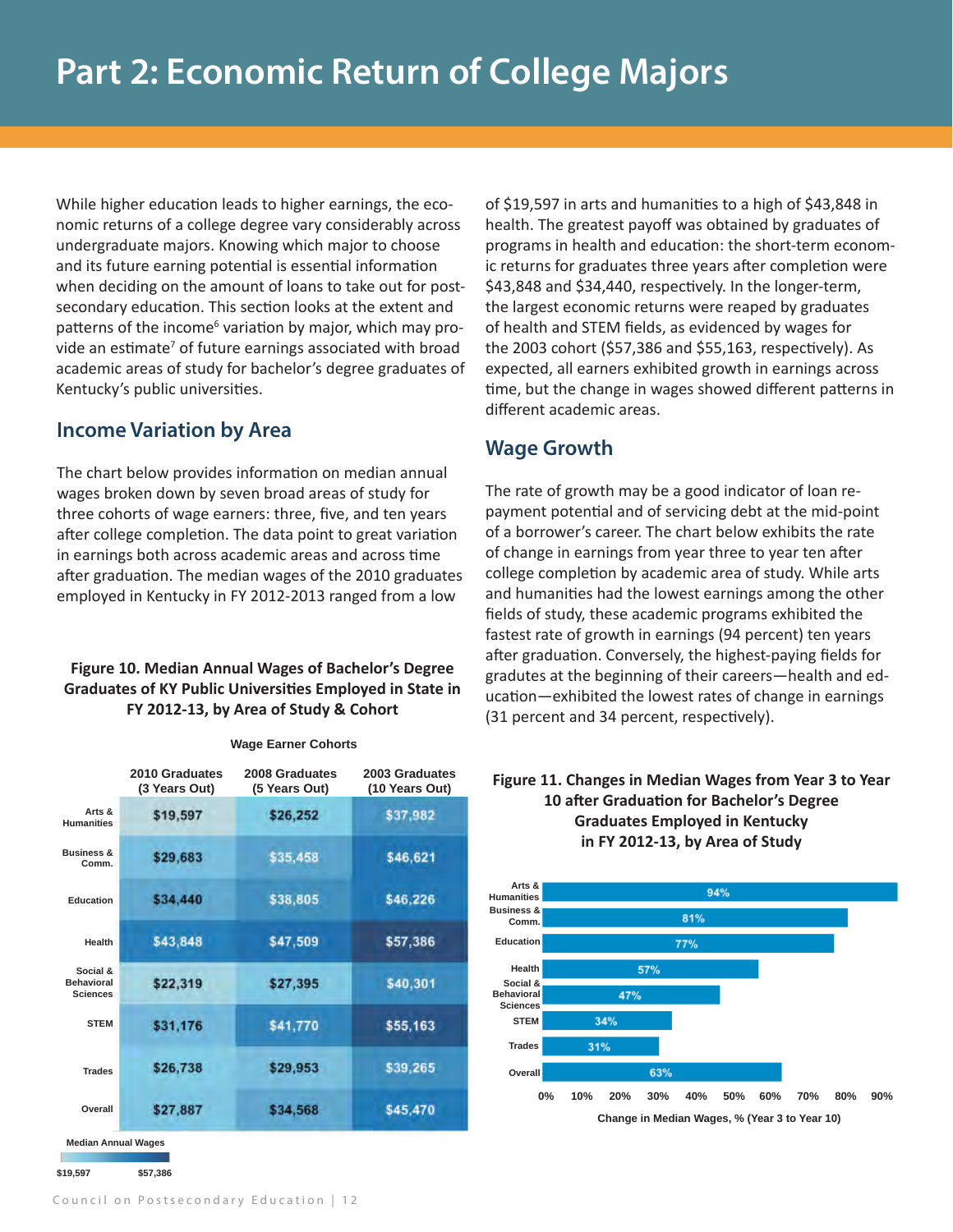# Part 2: Economic Return of College Majors

While higher education leads to higher earnings, the economic returns of a college degree vary considerably across undergraduate majors. Knowing which major to choose and its future earning potential is essential information when deciding on the amount of loans to take out for postsecondary education. This section looks at the extent and patterns of the income[6] variation by major, which may provide an estimate[7] of future earnings associated with broad academic areas of study for bachelor's degree graduates of Kentucky's public universities.

## Income Variation by Area

The chart below provides information on median annual wages broken down by seven broad areas of study for three cohorts of wage earners: three, five, and ten years after college completion. The data point to great variation in earnings both across academic areas and across time after graduation. The median wages of the 2010 graduates employed in Kentucky in FY 2012-2013 ranged from a low of $19,597 in arts and humanities to a high of $43,848 in health. The greatest payoff was obtained by graduates of programs in health and education: the short-term economic returns for graduates three years after completion were $43,848 and $34,440, respectively. In the longer-term, the largest economic returns were reaped by graduates of health and STEM fields, as evidenced by wages for the 2003 cohort ($57,386 and $55,163, respectively). As expected, all earners exhibited growth in earnings across time, but the change in wages showed different patterns in different academic areas.

**Figure 10. Median Annual Wages of Bachelor's Degree Graduates of KY Public Universities Employed in State in FY 2012-13, by Area of Study & Cohort**

| | Wage Earner Cohorts | | |
|---|---|---|---|
| | 2010 Graduates (3 Years Out) | 2008 Graduates (5 Years Out) | 2003 Graduates (10 Years Out) |
| Arts & Humanities | $19,597 | $26,252 | $37,982 |
| Business & Comm. | $29,683 | $35,458 | $46,621 |
| Education | $34,440 | $38,805 | $46,226 |
| Health | $43,848 | $47,509 | $57,386 |
| Social & Behavioral Sciences | $22,319 | $27,395 | $40,301 |
| STEM | $31,176 | $41,770 | $55,163 |
| Trades | $26,738 | $29,953 | $39,265 |
| Overall | $27,887 | $34,568 | $45,470 |

Median Annual Wages: $19,597 – $57,386

## Wage Growth

The rate of growth may be a good indicator of loan repayment potential and of servicing debt at the mid-point of a borrower's career. The chart below exhibits the rate of change in earnings from year three to year ten after college completion by academic area of study. While arts and humanities had the lowest earnings among the other fields of study, these academic programs exhibited the fastest rate of growth in earnings (94 percent) ten years after graduation. Conversely, the highest-paying fields for gradutes at the beginning of their careers—health and education—exhibited the lowest rates of change in earnings (31 percent and 34 percent, respectively).

**Figure 11. Changes in Median Wages from Year 3 to Year 10 after Graduation for Bachelor's Degree Graduates Employed in Kentucky in FY 2012-13, by Area of Study**

| Area of Study | Change in Median Wages, % (Year 3 to Year 10) |
|---|---|
| Arts & Humanities | 94% |
| Business & Comm. | 81% |
| Education | 77% |
| Health | 57% |
| Social & Behavioral Sciences | 47% |
| STEM | 34% |
| Trades | 31% |
| Overall | 63% |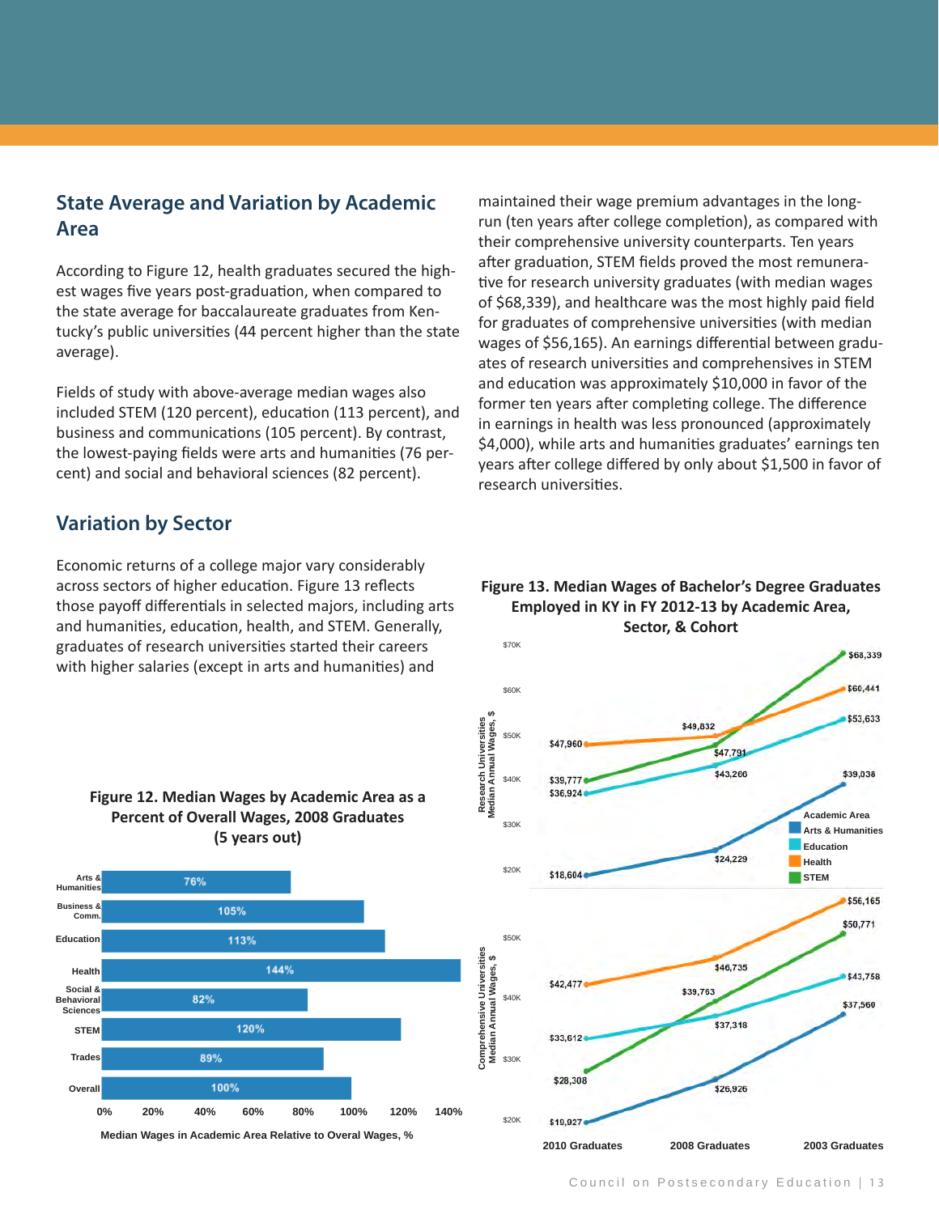## State Average and Variation by Academic Area

According to Figure 12, health graduates secured the highest wages five years post-graduation, when compared to the state average for baccalaureate graduates from Kentucky's public universities (44 percent higher than the state average).

Fields of study with above-average median wages also included STEM (120 percent), education (113 percent), and business and communications (105 percent). By contrast, the lowest-paying fields were arts and humanities (76 percent) and social and behavioral sciences (82 percent).

## Variation by Sector

Economic returns of a college major vary considerably across sectors of higher education. Figure 13 reflects those payoff differentials in selected majors, including arts and humanities, education, health, and STEM. Generally, graduates of research universities started their careers with higher salaries (except in arts and humanities) and maintained their wage premium advantages in the long-run (ten years after college completion), as compared with their comprehensive university counterparts. Ten years after graduation, STEM fields proved the most remunerative for research university graduates (with median wages of $68,339), and healthcare was the most highly paid field for graduates of comprehensive universities (with median wages of $56,165). An earnings differential between graduates of research universities and comprehensives in STEM and education was approximately $10,000 in favor of the former ten years after completing college. The difference in earnings in health was less pronounced (approximately $4,000), while arts and humanities graduates' earnings ten years after college differed by only about $1,500 in favor of research universities.

**Figure 12. Median Wages by Academic Area as a Percent of Overall Wages, 2008 Graduates (5 years out)**

| Academic Area | Median Wages in Academic Area Relative to Overal Wages, % |
|---|---|
| Arts & Humanities | 76% |
| Business & Comm. | 105% |
| Education | 113% |
| Health | 144% |
| Social & Behavioral Sciences | 82% |
| STEM | 120% |
| Trades | 89% |
| Overall | 100% |

**Figure 13. Median Wages of Bachelor's Degree Graduates Employed in KY in FY 2012-13 by Academic Area, Sector, & Cohort**

Research Universities Median Annual Wages, $

| Academic Area | 2010 Graduates | 2008 Graduates | 2003 Graduates |
|---|---|---|---|
| Arts & Humanities | $18,604 | $24,229 | $39,038 |
| Education | $36,924 | $43,266 | $53,633 |
| Health | $47,960 | $49,832 | $60,441 |
| STEM | $39,777 | $47,791 | $68,339 |

Comprehensive Universities Median Annual Wages, $

| Academic Area | 2010 Graduates | 2008 Graduates | 2003 Graduates |
|---|---|---|---|
| Arts & Humanities | $19,927 | $26,926 | $37,560 |
| Education | $33,612 | $37,318 | $43,758 |
| Health | $42,477 | $46,735 | $56,165 |
| STEM | $28,308 | $39,763 | $50,771 |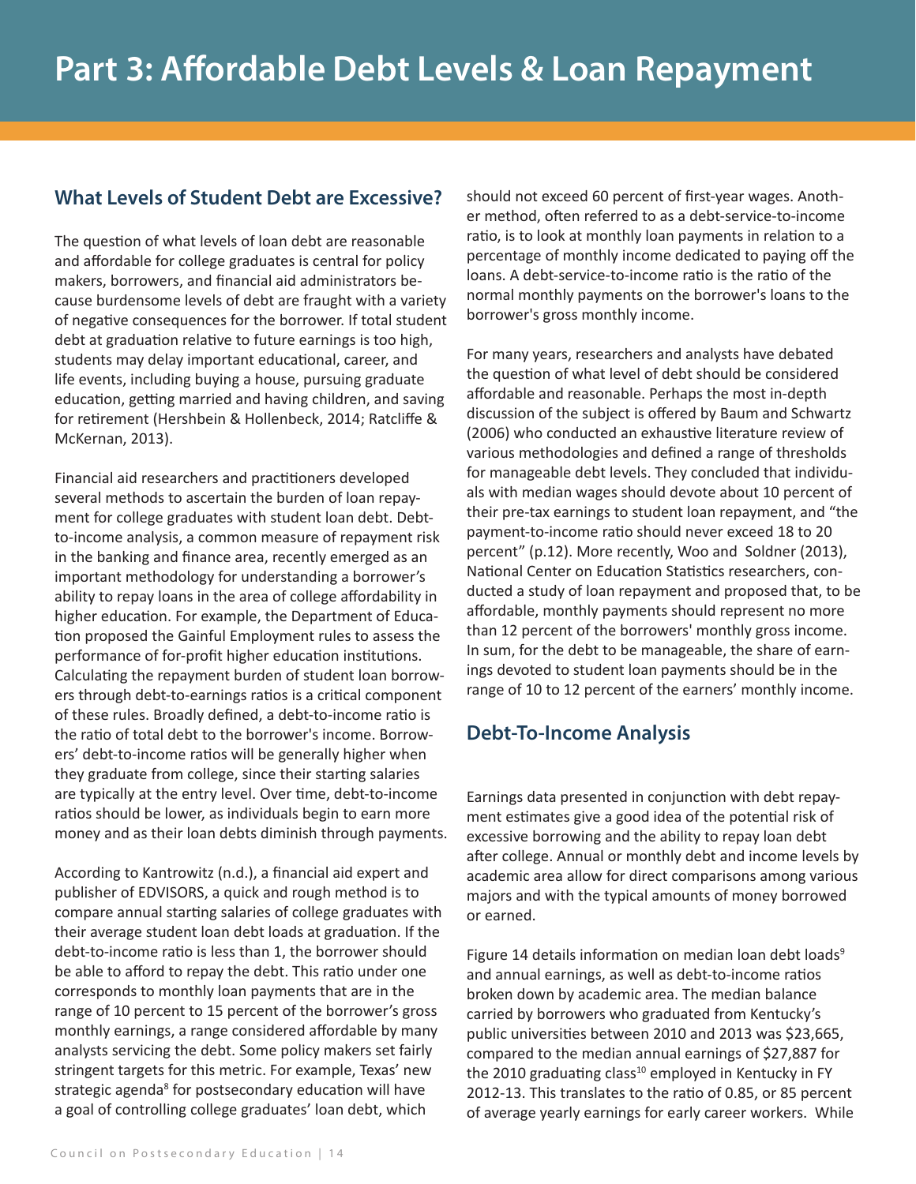# Part 3: Affordable Debt Levels & Loan Repayment

## What Levels of Student Debt are Excessive?

The question of what levels of loan debt are reasonable and affordable for college graduates is central for policy makers, borrowers, and financial aid administrators because burdensome levels of debt are fraught with a variety of negative consequences for the borrower. If total student debt at graduation relative to future earnings is too high, students may delay important educational, career, and life events, including buying a house, pursuing graduate education, getting married and having children, and saving for retirement (Hershbein & Hollenbeck, 2014; Ratcliffe & McKernan, 2013).

Financial aid researchers and practitioners developed several methods to ascertain the burden of loan repayment for college graduates with student loan debt. Debt-to-income analysis, a common measure of repayment risk in the banking and finance area, recently emerged as an important methodology for understanding a borrower's ability to repay loans in the area of college affordability in higher education. For example, the Department of Education proposed the Gainful Employment rules to assess the performance of for-profit higher education institutions. Calculating the repayment burden of student loan borrowers through debt-to-earnings ratios is a critical component of these rules. Broadly defined, a debt-to-income ratio is the ratio of total debt to the borrower's income. Borrowers' debt-to-income ratios will be generally higher when they graduate from college, since their starting salaries are typically at the entry level. Over time, debt-to-income ratios should be lower, as individuals begin to earn more money and as their loan debts diminish through payments.

According to Kantrowitz (n.d.), a financial aid expert and publisher of EDVISORS, a quick and rough method is to compare annual starting salaries of college graduates with their average student loan debt loads at graduation. If the debt-to-income ratio is less than 1, the borrower should be able to afford to repay the debt. This ratio under one corresponds to monthly loan payments that are in the range of 10 percent to 15 percent of the borrower's gross monthly earnings, a range considered affordable by many analysts servicing the debt. Some policy makers set fairly stringent targets for this metric. For example, Texas' new strategic agenda[8] for postsecondary education will have a goal of controlling college graduates' loan debt, which should not exceed 60 percent of first-year wages. Another method, often referred to as a debt-service-to-income ratio, is to look at monthly loan payments in relation to a percentage of monthly income dedicated to paying off the loans. A debt-service-to-income ratio is the ratio of the normal monthly payments on the borrower's loans to the borrower's gross monthly income.

For many years, researchers and analysts have debated the question of what level of debt should be considered affordable and reasonable. Perhaps the most in-depth discussion of the subject is offered by Baum and Schwartz (2006) who conducted an exhaustive literature review of various methodologies and defined a range of thresholds for manageable debt levels. They concluded that individuals with median wages should devote about 10 percent of their pre-tax earnings to student loan repayment, and "the payment-to-income ratio should never exceed 18 to 20 percent" (p.12). More recently, Woo and Soldner (2013), National Center on Education Statistics researchers, conducted a study of loan repayment and proposed that, to be affordable, monthly payments should represent no more than 12 percent of the borrowers' monthly gross income. In sum, for the debt to be manageable, the share of earnings devoted to student loan payments should be in the range of 10 to 12 percent of the earners' monthly income.

## Debt-To-Income Analysis

Earnings data presented in conjunction with debt repayment estimates give a good idea of the potential risk of excessive borrowing and the ability to repay loan debt after college. Annual or monthly debt and income levels by academic area allow for direct comparisons among various majors and with the typical amounts of money borrowed or earned.

Figure 14 details information on median loan debt loads[9] and annual earnings, as well as debt-to-income ratios broken down by academic area. The median balance carried by borrowers who graduated from Kentucky's public universities between 2010 and 2013 was $23,665, compared to the median annual earnings of $27,887 for the 2010 graduating class[10] employed in Kentucky in FY 2012-13. This translates to the ratio of 0.85, or 85 percent of average yearly earnings for early career workers. While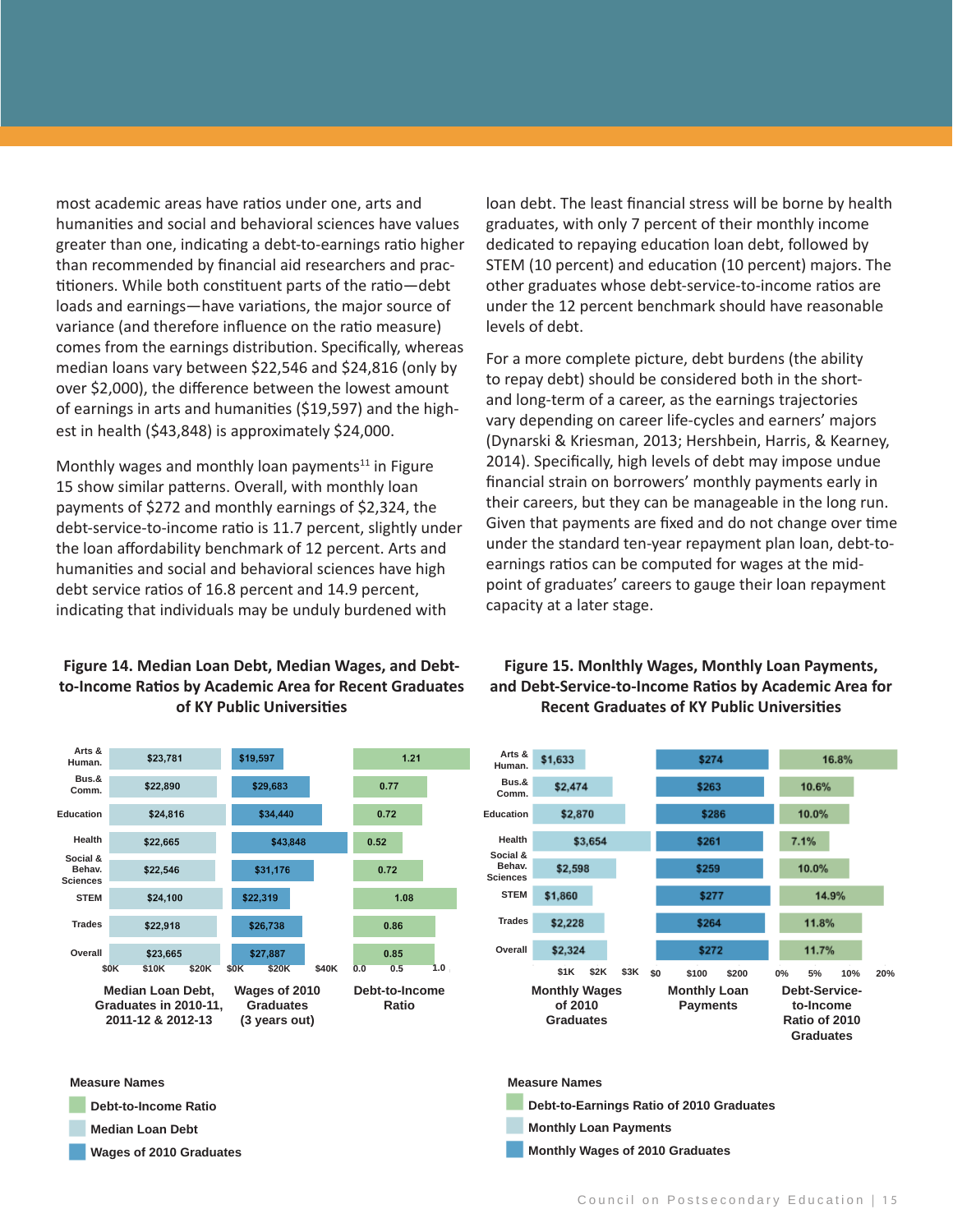most academic areas have ratios under one, arts and humanities and social and behavioral sciences have values greater than one, indicating a debt-to-earnings ratio higher than recommended by financial aid researchers and practitioners. While both constituent parts of the ratio—debt loads and earnings—have variations, the major source of variance (and therefore influence on the ratio measure) comes from the earnings distribution. Specifically, whereas median loans vary between $22,546 and $24,816 (only by over $2,000), the difference between the lowest amount of earnings in arts and humanities ($19,597) and the highest in health ($43,848) is approximately $24,000.

Monthly wages and monthly loan payments[11] in Figure 15 show similar patterns. Overall, with monthly loan payments of $272 and monthly earnings of $2,324, the debt-service-to-income ratio is 11.7 percent, slightly under the loan affordability benchmark of 12 percent. Arts and humanities and social and behavioral sciences have high debt service ratios of 16.8 percent and 14.9 percent, indicating that individuals may be unduly burdened with loan debt. The least financial stress will be borne by health graduates, with only 7 percent of their monthly income dedicated to repaying education loan debt, followed by STEM (10 percent) and education (10 percent) majors. The other graduates whose debt-service-to-income ratios are under the 12 percent benchmark should have reasonable levels of debt.

For a more complete picture, debt burdens (the ability to repay debt) should be considered both in the short- and long-term of a career, as the earnings trajectories vary depending on career life-cycles and earners' majors (Dynarski & Kriesman, 2013; Hershbein, Harris, & Kearney, 2014). Specifically, high levels of debt may impose undue financial strain on borrowers' monthly payments early in their careers, but they can be manageable in the long run. Given that payments are fixed and do not change over time under the standard ten-year repayment plan loan, debt-to-earnings ratios can be computed for wages at the mid-point of graduates' careers to gauge their loan repayment capacity at a later stage.

**Figure 14. Median Loan Debt, Median Wages, and Debt-to-Income Ratios by Academic Area for Recent Graduates of KY Public Universities**

| Academic Area | Median Loan Debt, Graduates in 2010-11, 2011-12 & 2012-13 | Wages of 2010 Graduates (3 years out) | Debt-to-Income Ratio |
|---|---|---|---|
| Arts & Human. | $23,781 | $19,597 | 1.21 |
| Bus.& Comm. | $22,890 | $29,683 | 0.77 |
| Education | $24,816 | $34,440 | 0.72 |
| Health | $22,665 | $43,848 | 0.52 |
| Social & Behav. Sciences | $22,546 | $31,176 | 0.72 |
| STEM | $24,100 | $22,319 | 1.08 |
| Trades | $22,918 | $26,738 | 0.86 |
| Overall | $23,665 | $27,887 | 0.85 |

Measure Names: Debt-to-Income Ratio; Median Loan Debt; Wages of 2010 Graduates

**Figure 15. Monlthly Wages, Monthly Loan Payments, and Debt-Service-to-Income Ratios by Academic Area for Recent Graduates of KY Public Universities**

| Academic Area | Monthly Wages of 2010 Graduates | Monthly Loan Payments | Debt-Service-to-Income Ratio of 2010 Graduates |
|---|---|---|---|
| Arts & Human. | $1,633 | $274 | 16.8% |
| Bus.& Comm. | $2,474 | $263 | 10.6% |
| Education | $2,870 | $286 | 10.0% |
| Health | $3,654 | $261 | 7.1% |
| Social & Behav. Sciences | $2,598 | $259 | 10.0% |
| STEM | $1,860 | $277 | 14.9% |
| Trades | $2,228 | $264 | 11.8% |
| Overall | $2,324 | $272 | 11.7% |

Measure Names: Debt-to-Earnings Ratio of 2010 Graduates; Monthly Loan Payments; Monthly Wages of 2010 Graduates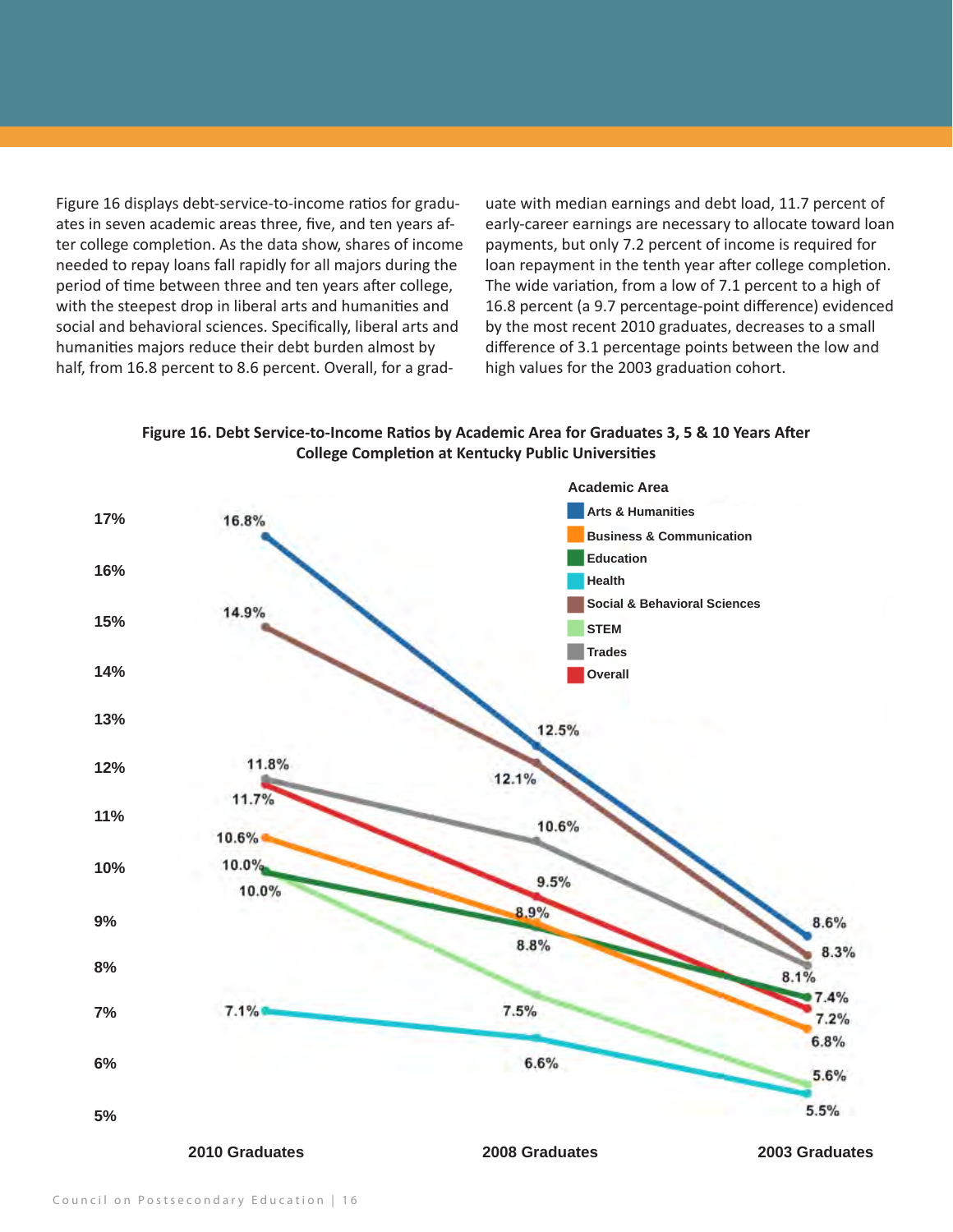Figure 16 displays debt-service-to-income ratios for graduates in seven academic areas three, five, and ten years after college completion. As the data show, shares of income needed to repay loans fall rapidly for all majors during the period of time between three and ten years after college, with the steepest drop in liberal arts and humanities and social and behavioral sciences. Specifically, liberal arts and humanities majors reduce their debt burden almost by half, from 16.8 percent to 8.6 percent. Overall, for a graduate with median earnings and debt load, 11.7 percent of early-career earnings are necessary to allocate toward loan payments, but only 7.2 percent of income is required for loan repayment in the tenth year after college completion. The wide variation, from a low of 7.1 percent to a high of 16.8 percent (a 9.7 percentage-point difference) evidenced by the most recent 2010 graduates, decreases to a small difference of 3.1 percentage points between the low and high values for the 2003 graduation cohort.

**Figure 16. Debt Service-to-Income Ratios by Academic Area for Graduates 3, 5 & 10 Years After College Completion at Kentucky Public Universities**

| Academic Area | 2010 Graduates | 2008 Graduates | 2003 Graduates |
|---|---|---|---|
| Arts & Humanities | 16.8% | 12.5% | 8.6% |
| Business & Communication | 10.6% | 8.9% | 6.8% |
| Education | 10.0% | 8.8% | 7.4% |
| Health | 7.1% | 6.6% | 5.5% |
| Social & Behavioral Sciences | 14.9% | 12.1% | 8.3% |
| STEM | 10.0% | 7.5% | 5.6% |
| Trades | 11.8% | 10.6% | 8.1% |
| Overall | 11.7% | 9.5% | 7.2% |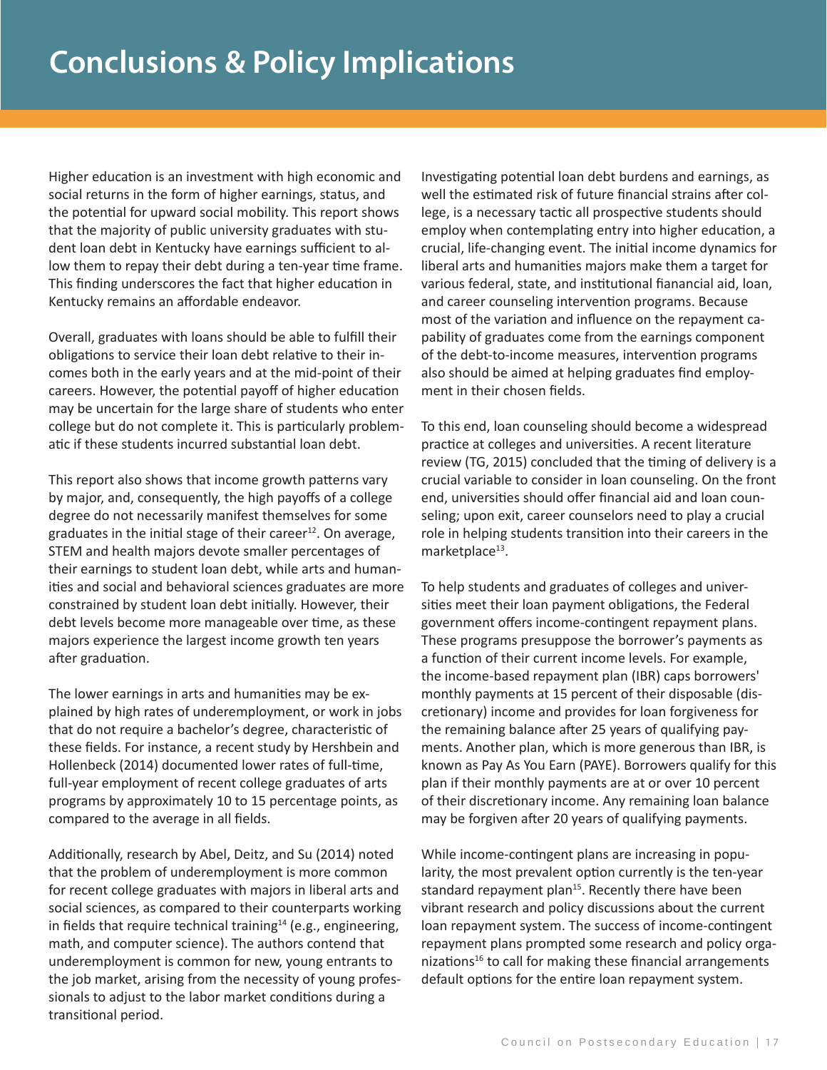# Conclusions & Policy Implications

Higher education is an investment with high economic and social returns in the form of higher earnings, status, and the potential for upward social mobility. This report shows that the majority of public university graduates with student loan debt in Kentucky have earnings sufficient to allow them to repay their debt during a ten-year time frame. This finding underscores the fact that higher education in Kentucky remains an affordable endeavor.

Overall, graduates with loans should be able to fulfill their obligations to service their loan debt relative to their incomes both in the early years and at the mid-point of their careers. However, the potential payoff of higher education may be uncertain for the large share of students who enter college but do not complete it. This is particularly problematic if these students incurred substantial loan debt.

This report also shows that income growth patterns vary by major, and, consequently, the high payoffs of a college degree do not necessarily manifest themselves for some graduates in the initial stage of their career[12]. On average, STEM and health majors devote smaller percentages of their earnings to student loan debt, while arts and humanities and social and behavioral sciences graduates are more constrained by student loan debt initially. However, their debt levels become more manageable over time, as these majors experience the largest income growth ten years after graduation.

The lower earnings in arts and humanities may be explained by high rates of underemployment, or work in jobs that do not require a bachelor's degree, characteristic of these fields. For instance, a recent study by Hershbein and Hollenbeck (2014) documented lower rates of full-time, full-year employment of recent college graduates of arts programs by approximately 10 to 15 percentage points, as compared to the average in all fields.

Additionally, research by Abel, Deitz, and Su (2014) noted that the problem of underemployment is more common for recent college graduates with majors in liberal arts and social sciences, as compared to their counterparts working in fields that require technical training[14] (e.g., engineering, math, and computer science). The authors contend that underemployment is common for new, young entrants to the job market, arising from the necessity of young professionals to adjust to the labor market conditions during a transitional period.

Investigating potential loan debt burdens and earnings, as well the estimated risk of future financial strains after college, is a necessary tactic all prospective students should employ when contemplating entry into higher education, a crucial, life-changing event. The initial income dynamics for liberal arts and humanities majors make them a target for various federal, state, and institutional fianancial aid, loan, and career counseling intervention programs. Because most of the variation and influence on the repayment capability of graduates come from the earnings component of the debt-to-income measures, intervention programs also should be aimed at helping graduates find employment in their chosen fields.

To this end, loan counseling should become a widespread practice at colleges and universities. A recent literature review (TG, 2015) concluded that the timing of delivery is a crucial variable to consider in loan counseling. On the front end, universities should offer financial aid and loan counseling; upon exit, career counselors need to play a crucial role in helping students transition into their careers in the marketplace[13].

To help students and graduates of colleges and universities meet their loan payment obligations, the Federal government offers income-contingent repayment plans. These programs presuppose the borrower's payments as a function of their current income levels. For example, the income-based repayment plan (IBR) caps borrowers' monthly payments at 15 percent of their disposable (discretionary) income and provides for loan forgiveness for the remaining balance after 25 years of qualifying payments. Another plan, which is more generous than IBR, is known as Pay As You Earn (PAYE). Borrowers qualify for this plan if their monthly payments are at or over 10 percent of their discretionary income. Any remaining loan balance may be forgiven after 20 years of qualifying payments.

While income-contingent plans are increasing in popularity, the most prevalent option currently is the ten-year standard repayment plan[15]. Recently there have been vibrant research and policy discussions about the current loan repayment system. The success of income-contingent repayment plans prompted some research and policy organizations[16] to call for making these financial arrangements default options for the entire loan repayment system.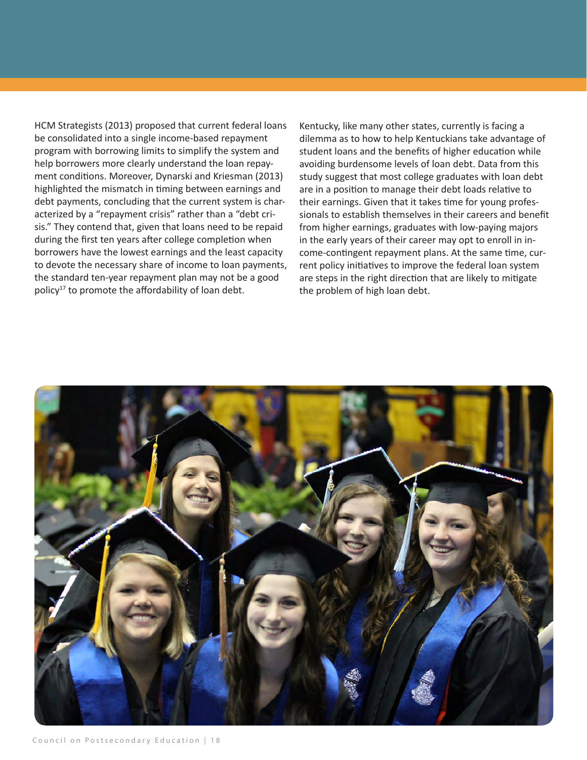HCM Strategists (2013) proposed that current federal loans be consolidated into a single income-based repayment program with borrowing limits to simplify the system and help borrowers more clearly understand the loan repayment conditions. Moreover, Dynarski and Kriesman (2013) highlighted the mismatch in timing between earnings and debt payments, concluding that the current system is characterized by a "repayment crisis" rather than a "debt crisis." They contend that, given that loans need to be repaid during the first ten years after college completion when borrowers have the lowest earnings and the least capacity to devote the necessary share of income to loan payments, the standard ten-year repayment plan may not be a good policy[17] to promote the affordability of loan debt.

Kentucky, like many other states, currently is facing a dilemma as to how to help Kentuckians take advantage of student loans and the benefits of higher education while avoiding burdensome levels of loan debt. Data from this study suggest that most college graduates with loan debt are in a position to manage their debt loads relative to their earnings. Given that it takes time for young professionals to establish themselves in their careers and benefit from higher earnings, graduates with low-paying majors in the early years of their career may opt to enroll in income-contingent repayment plans. At the same time, current policy initiatives to improve the federal loan system are steps in the right direction that are likely to mitigate the problem of high loan debt.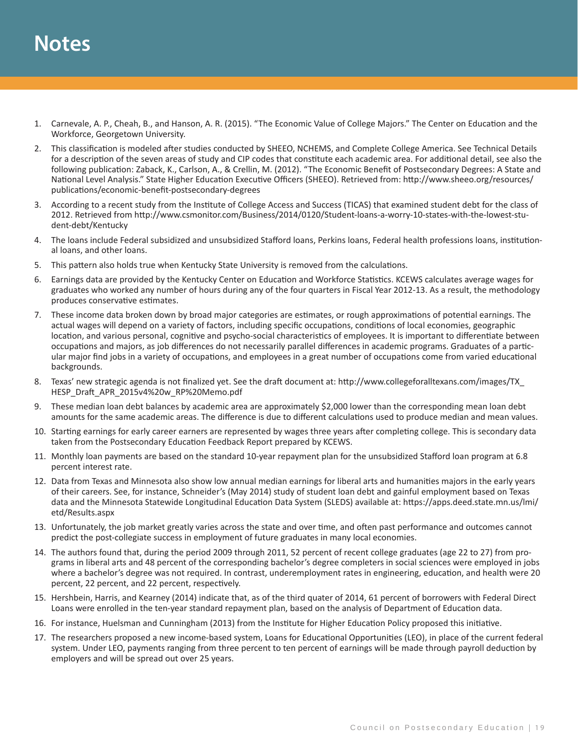# Notes

1. Carnevale, A. P., Cheah, B., and Hanson, A. R. (2015). "The Economic Value of College Majors." The Center on Education and the Workforce, Georgetown University.
2. This classification is modeled after studies conducted by SHEEO, NCHEMS, and Complete College America. See Technical Details for a description of the seven areas of study and CIP codes that constitute each academic area. For additional detail, see also the following publication: Zaback, K., Carlson, A., & Crellin, M. (2012). "The Economic Benefit of Postsecondary Degrees: A State and National Level Analysis." State Higher Education Executive Officers (SHEEO). Retrieved from: http://www.sheeo.org/resources/publications/economic-benefit-postsecondary-degrees
3. According to a recent study from the Institute of College Access and Success (TICAS) that examined student debt for the class of 2012. Retrieved from http://www.csmonitor.com/Business/2014/0120/Student-loans-a-worry-10-states-with-the-lowest-student-debt/Kentucky
4. The loans include Federal subsidized and unsubsidized Stafford loans, Perkins loans, Federal health professions loans, institutional loans, and other loans.
5. This pattern also holds true when Kentucky State University is removed from the calculations.
6. Earnings data are provided by the Kentucky Center on Education and Workforce Statistics. KCEWS calculates average wages for graduates who worked any number of hours during any of the four quarters in Fiscal Year 2012-13. As a result, the methodology produces conservative estimates.
7. These income data broken down by broad major categories are estimates, or rough approximations of potential earnings. The actual wages will depend on a variety of factors, including specific occupations, conditions of local economies, geographic location, and various personal, cognitive and psycho-social characteristics of employees. It is important to differentiate between occupations and majors, as job differences do not necessarily parallel differences in academic programs. Graduates of a particular major find jobs in a variety of occupations, and employees in a great number of occupations come from varied educational backgrounds.
8. Texas' new strategic agenda is not finalized yet. See the draft document at: http://www.collegeforalltexans.com/images/TX_HESP_Draft_APR_2015v4%20w_RP%20Memo.pdf
9. These median loan debt balances by academic area are approximately $2,000 lower than the corresponding mean loan debt amounts for the same academic areas. The difference is due to different calculations used to produce median and mean values.
10. Starting earnings for early career earners are represented by wages three years after completing college. This is secondary data taken from the Postsecondary Education Feedback Report prepared by KCEWS.
11. Monthly loan payments are based on the standard 10-year repayment plan for the unsubsidized Stafford loan program at 6.8 percent interest rate.
12. Data from Texas and Minnesota also show low annual median earnings for liberal arts and humanities majors in the early years of their careers. See, for instance, Schneider's (May 2014) study of student loan debt and gainful employment based on Texas data and the Minnesota Statewide Longitudinal Education Data System (SLEDS) available at: https://apps.deed.state.mn.us/lmi/etd/Results.aspx
13. Unfortunately, the job market greatly varies across the state and over time, and often past performance and outcomes cannot predict the post-collegiate success in employment of future graduates in many local economies.
14. The authors found that, during the period 2009 through 2011, 52 percent of recent college graduates (age 22 to 27) from programs in liberal arts and 48 percent of the corresponding bachelor's degree completers in social sciences were employed in jobs where a bachelor's degree was not required. In contrast, underemployment rates in engineering, education, and health were 20 percent, 22 percent, and 22 percent, respectively.
15. Hershbein, Harris, and Kearney (2014) indicate that, as of the third quater of 2014, 61 percent of borrowers with Federal Direct Loans were enrolled in the ten-year standard repayment plan, based on the analysis of Department of Education data.
16. For instance, Huelsman and Cunningham (2013) from the Institute for Higher Education Policy proposed this initiative.
17. The researchers proposed a new income-based system, Loans for Educational Opportunities (LEO), in place of the current federal system. Under LEO, payments ranging from three percent to ten percent of earnings will be made through payroll deduction by employers and will be spread out over 25 years.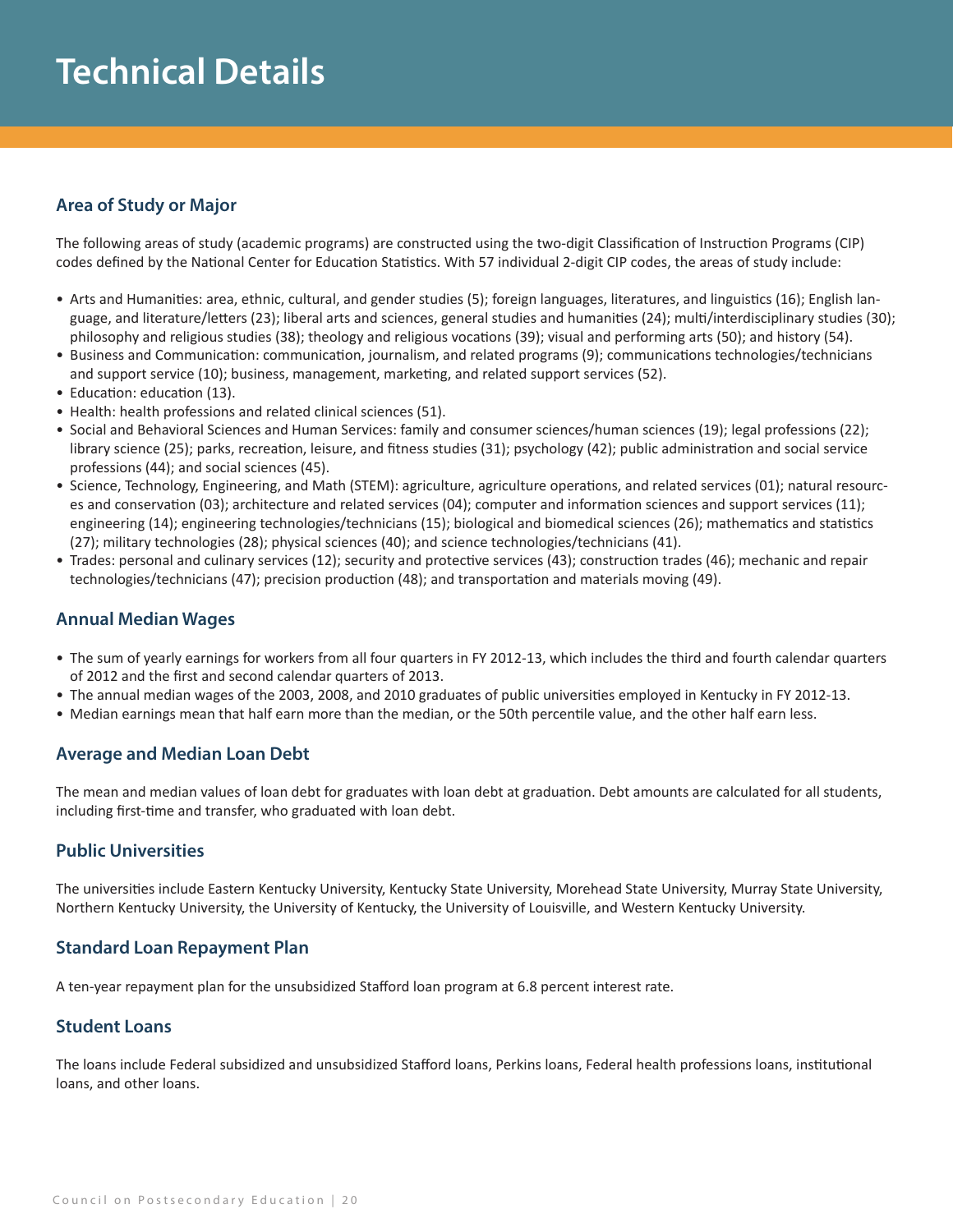# Technical Details

## Area of Study or Major

The following areas of study (academic programs) are constructed using the two-digit Classification of Instruction Programs (CIP) codes defined by the National Center for Education Statistics. With 57 individual 2-digit CIP codes, the areas of study include:

- Arts and Humanities: area, ethnic, cultural, and gender studies (5); foreign languages, literatures, and linguistics (16); English language, and literature/letters (23); liberal arts and sciences, general studies and humanities (24); multi/interdisciplinary studies (30); philosophy and religious studies (38); theology and religious vocations (39); visual and performing arts (50); and history (54).
- Business and Communication: communication, journalism, and related programs (9); communications technologies/technicians and support service (10); business, management, marketing, and related support services (52).
- Education: education (13).
- Health: health professions and related clinical sciences (51).
- Social and Behavioral Sciences and Human Services: family and consumer sciences/human sciences (19); legal professions (22); library science (25); parks, recreation, leisure, and fitness studies (31); psychology (42); public administration and social service professions (44); and social sciences (45).
- Science, Technology, Engineering, and Math (STEM): agriculture, agriculture operations, and related services (01); natural resources and conservation (03); architecture and related services (04); computer and information sciences and support services (11); engineering (14); engineering technologies/technicians (15); biological and biomedical sciences (26); mathematics and statistics (27); military technologies (28); physical sciences (40); and science technologies/technicians (41).
- Trades: personal and culinary services (12); security and protective services (43); construction trades (46); mechanic and repair technologies/technicians (47); precision production (48); and transportation and materials moving (49).

## Annual Median Wages

- The sum of yearly earnings for workers from all four quarters in FY 2012-13, which includes the third and fourth calendar quarters of 2012 and the first and second calendar quarters of 2013.
- The annual median wages of the 2003, 2008, and 2010 graduates of public universities employed in Kentucky in FY 2012-13.
- Median earnings mean that half earn more than the median, or the 50th percentile value, and the other half earn less.

## Average and Median Loan Debt

The mean and median values of loan debt for graduates with loan debt at graduation. Debt amounts are calculated for all students, including first-time and transfer, who graduated with loan debt.

## Public Universities

The universities include Eastern Kentucky University, Kentucky State University, Morehead State University, Murray State University, Northern Kentucky University, the University of Kentucky, the University of Louisville, and Western Kentucky University.

## Standard Loan Repayment Plan

A ten-year repayment plan for the unsubsidized Stafford loan program at 6.8 percent interest rate.

## Student Loans

The loans include Federal subsidized and unsubsidized Stafford loans, Perkins loans, Federal health professions loans, institutional loans, and other loans.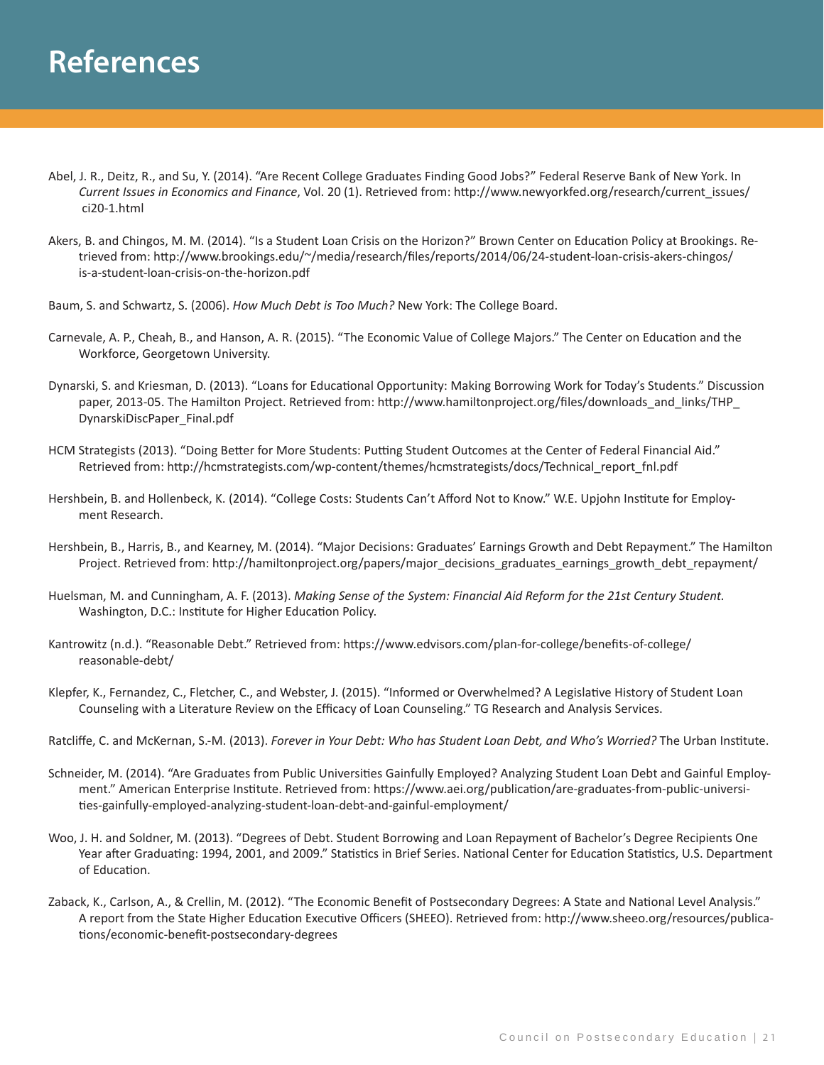# References

Abel, J. R., Deitz, R., and Su, Y. (2014). "Are Recent College Graduates Finding Good Jobs?" Federal Reserve Bank of New York. In *Current Issues in Economics and Finance*, Vol. 20 (1). Retrieved from: http://www.newyorkfed.org/research/current_issues/ci20-1.html

Akers, B. and Chingos, M. M. (2014). "Is a Student Loan Crisis on the Horizon?" Brown Center on Education Policy at Brookings. Retrieved from: http://www.brookings.edu/~/media/research/files/reports/2014/06/24-student-loan-crisis-akers-chingos/is-a-student-loan-crisis-on-the-horizon.pdf

Baum, S. and Schwartz, S. (2006). *How Much Debt is Too Much?* New York: The College Board.

Carnevale, A. P., Cheah, B., and Hanson, A. R. (2015). "The Economic Value of College Majors." The Center on Education and the Workforce, Georgetown University.

Dynarski, S. and Kriesman, D. (2013). "Loans for Educational Opportunity: Making Borrowing Work for Today's Students." Discussion paper, 2013-05. The Hamilton Project. Retrieved from: http://www.hamiltonproject.org/files/downloads_and_links/THP_DynarskiDiscPaper_Final.pdf

HCM Strategists (2013). "Doing Better for More Students: Putting Student Outcomes at the Center of Federal Financial Aid." Retrieved from: http://hcmstrategists.com/wp-content/themes/hcmstrategists/docs/Technical_report_fnl.pdf

Hershbein, B. and Hollenbeck, K. (2014). "College Costs: Students Can't Afford Not to Know." W.E. Upjohn Institute for Employment Research.

Hershbein, B., Harris, B., and Kearney, M. (2014). "Major Decisions: Graduates' Earnings Growth and Debt Repayment." The Hamilton Project. Retrieved from: http://hamiltonproject.org/papers/major_decisions_graduates_earnings_growth_debt_repayment/

Huelsman, M. and Cunningham, A. F. (2013). *Making Sense of the System: Financial Aid Reform for the 21st Century Student*. Washington, D.C.: Institute for Higher Education Policy.

Kantrowitz (n.d.). "Reasonable Debt." Retrieved from: https://www.edvisors.com/plan-for-college/benefits-of-college/reasonable-debt/

Klepfer, K., Fernandez, C., Fletcher, C., and Webster, J. (2015). "Informed or Overwhelmed? A Legislative History of Student Loan Counseling with a Literature Review on the Efficacy of Loan Counseling." TG Research and Analysis Services.

Ratcliffe, C. and McKernan, S.-M. (2013). *Forever in Your Debt: Who has Student Loan Debt, and Who's Worried?* The Urban Institute.

Schneider, M. (2014). "Are Graduates from Public Universities Gainfully Employed? Analyzing Student Loan Debt and Gainful Employment." American Enterprise Institute. Retrieved from: https://www.aei.org/publication/are-graduates-from-public-universities-gainfully-employed-analyzing-student-loan-debt-and-gainful-employment/

Woo, J. H. and Soldner, M. (2013). "Degrees of Debt. Student Borrowing and Loan Repayment of Bachelor's Degree Recipients One Year after Graduating: 1994, 2001, and 2009." Statistics in Brief Series. National Center for Education Statistics, U.S. Department of Education.

Zaback, K., Carlson, A., & Crellin, M. (2012). "The Economic Benefit of Postsecondary Degrees: A State and National Level Analysis." A report from the State Higher Education Executive Officers (SHEEO). Retrieved from: http://www.sheeo.org/resources/publications/economic-benefit-postsecondary-degrees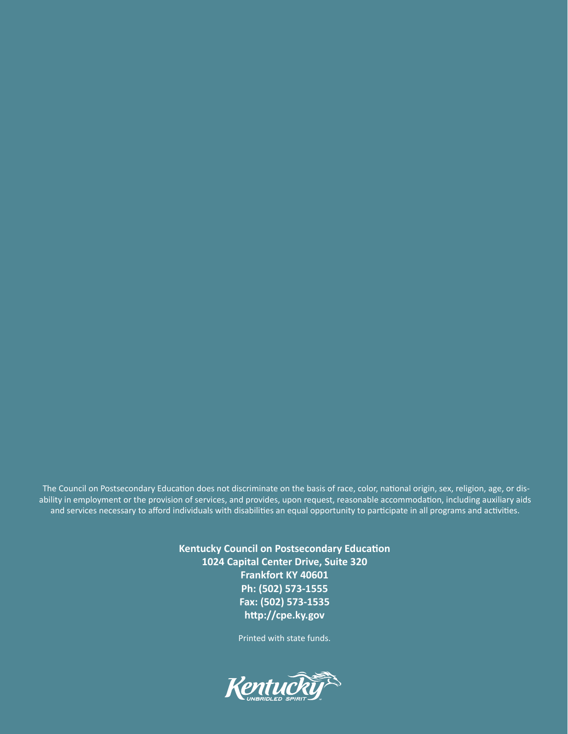The Council on Postsecondary Education does not discriminate on the basis of race, color, national origin, sex, religion, age, or disability in employment or the provision of services, and provides, upon request, reasonable accommodation, including auxiliary aids and services necessary to afford individuals with disabilities an equal opportunity to participate in all programs and activities.

**Kentucky Council on Postsecondary Education**
**1024 Capital Center Drive, Suite 320**
**Frankfort KY 40601**
**Ph: (502) 573-1555**
**Fax: (502) 573-1535**
**http://cpe.ky.gov**

Printed with state funds.

Kentucky UNBRIDLED SPIRIT